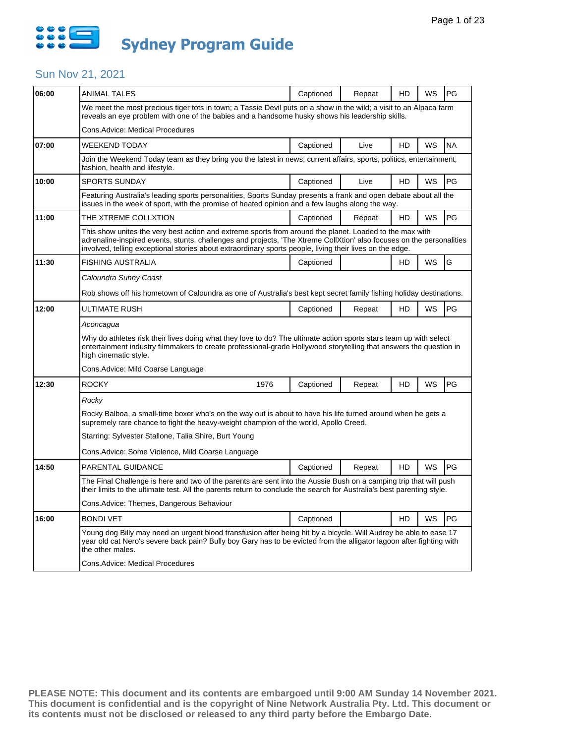# Sydney Program Guide

## Sun Nov 21, 2021

| Time | Program | Year | Captioned | Status | HD | WS | Rating |
|---|---|---|---|---|---|---|---|
| 06:00 | ANIMAL TALES | | Captioned | Repeat | HD | WS | PG |

We meet the most precious tiger tots in town; a Tassie Devil puts on a show in the wild; a visit to an Alpaca farm reveals an eye problem with one of the babies and a handsome husky shows his leadership skills.

Cons.Advice: Medical Procedures

| Time | Program | Year | Captioned | Status | HD | WS | Rating |
|---|---|---|---|---|---|---|---|
| 07:00 | WEEKEND TODAY | | Captioned | Live | HD | WS | NA |

Join the Weekend Today team as they bring you the latest in news, current affairs, sports, politics, entertainment, fashion, health and lifestyle.

| Time | Program | Year | Captioned | Status | HD | WS | Rating |
|---|---|---|---|---|---|---|---|
| 10:00 | SPORTS SUNDAY | | Captioned | Live | HD | WS | PG |

Featuring Australia's leading sports personalities, Sports Sunday presents a frank and open debate about all the issues in the week of sport, with the promise of heated opinion and a few laughs along the way.

| Time | Program | Year | Captioned | Status | HD | WS | Rating |
|---|---|---|---|---|---|---|---|
| 11:00 | THE XTREME COLLXTION | | Captioned | Repeat | HD | WS | PG |

This show unites the very best action and extreme sports from around the planet. Loaded to the max with adrenaline-inspired events, stunts, challenges and projects, 'The Xtreme CollXtion' also focuses on the personalities involved, telling exceptional stories about extraordinary sports people, living their lives on the edge.

| Time | Program | Year | Captioned | Status | HD | WS | Rating |
|---|---|---|---|---|---|---|---|
| 11:30 | FISHING AUSTRALIA | | Captioned | | HD | WS | G |

*Caloundra Sunny Coast*

Rob shows off his hometown of Caloundra as one of Australia's best kept secret family fishing holiday destinations.

| Time | Program | Year | Captioned | Status | HD | WS | Rating |
|---|---|---|---|---|---|---|---|
| 12:00 | ULTIMATE RUSH | | Captioned | Repeat | HD | WS | PG |

*Aconcagua*

Why do athletes risk their lives doing what they love to do? The ultimate action sports stars team up with select entertainment industry filmmakers to create professional-grade Hollywood storytelling that answers the question in high cinematic style.

Cons.Advice: Mild Coarse Language

| Time | Program | Year | Captioned | Status | HD | WS | Rating |
|---|---|---|---|---|---|---|---|
| 12:30 | ROCKY | 1976 | Captioned | Repeat | HD | WS | PG |

*Rocky*

Rocky Balboa, a small-time boxer who's on the way out is about to have his life turned around when he gets a supremely rare chance to fight the heavy-weight champion of the world, Apollo Creed.

Starring: Sylvester Stallone, Talia Shire, Burt Young

Cons.Advice: Some Violence, Mild Coarse Language

| Time | Program | Year | Captioned | Status | HD | WS | Rating |
|---|---|---|---|---|---|---|---|
| 14:50 | PARENTAL GUIDANCE | | Captioned | Repeat | HD | WS | PG |

The Final Challenge is here and two of the parents are sent into the Aussie Bush on a camping trip that will push their limits to the ultimate test. All the parents return to conclude the search for Australia's best parenting style.

Cons.Advice: Themes, Dangerous Behaviour

| Time | Program | Year | Captioned | Status | HD | WS | Rating |
|---|---|---|---|---|---|---|---|
| 16:00 | BONDI VET | | Captioned | | HD | WS | PG |

Young dog Billy may need an urgent blood transfusion after being hit by a bicycle. Will Audrey be able to ease 17 year old cat Nero's severe back pain? Bully boy Gary has to be evicted from the alligator lagoon after fighting with the other males.

Cons.Advice: Medical Procedures

**PLEASE NOTE: This document and its contents are embargoed until 9:00 AM Sunday 14 November 2021. This document is confidential and is the copyright of Nine Network Australia Pty. Ltd. This document or its contents must not be disclosed or released to any third party before the Embargo Date.**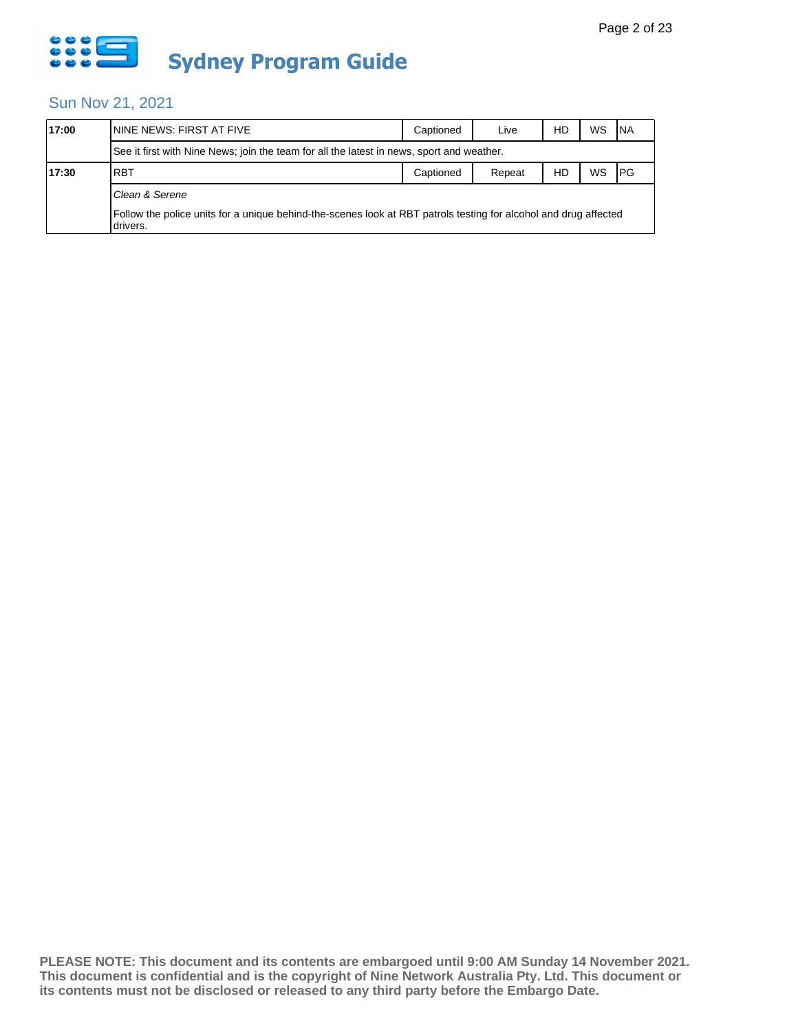# Sydney Program Guide

## Sun Nov 21, 2021

| Time | Program | Captioned | Status | HD | WS | Rating |
|---|---|---|---|---|---|---|
| **17:00** | NINE NEWS: FIRST AT FIVE | Captioned | Live | HD | WS | NA |
| | See it first with Nine News; join the team for all the latest in news, sport and weather. | | | | | |
| **17:30** | RBT | Captioned | Repeat | HD | WS | PG |
| | *Clean & Serene* Follow the police units for a unique behind-the-scenes look at RBT patrols testing for alcohol and drug affected drivers. | | | | | |

**PLEASE NOTE: This document and its contents are embargoed until 9:00 AM Sunday 14 November 2021. This document is confidential and is the copyright of Nine Network Australia Pty. Ltd. This document or its contents must not be disclosed or released to any third party before the Embargo Date.**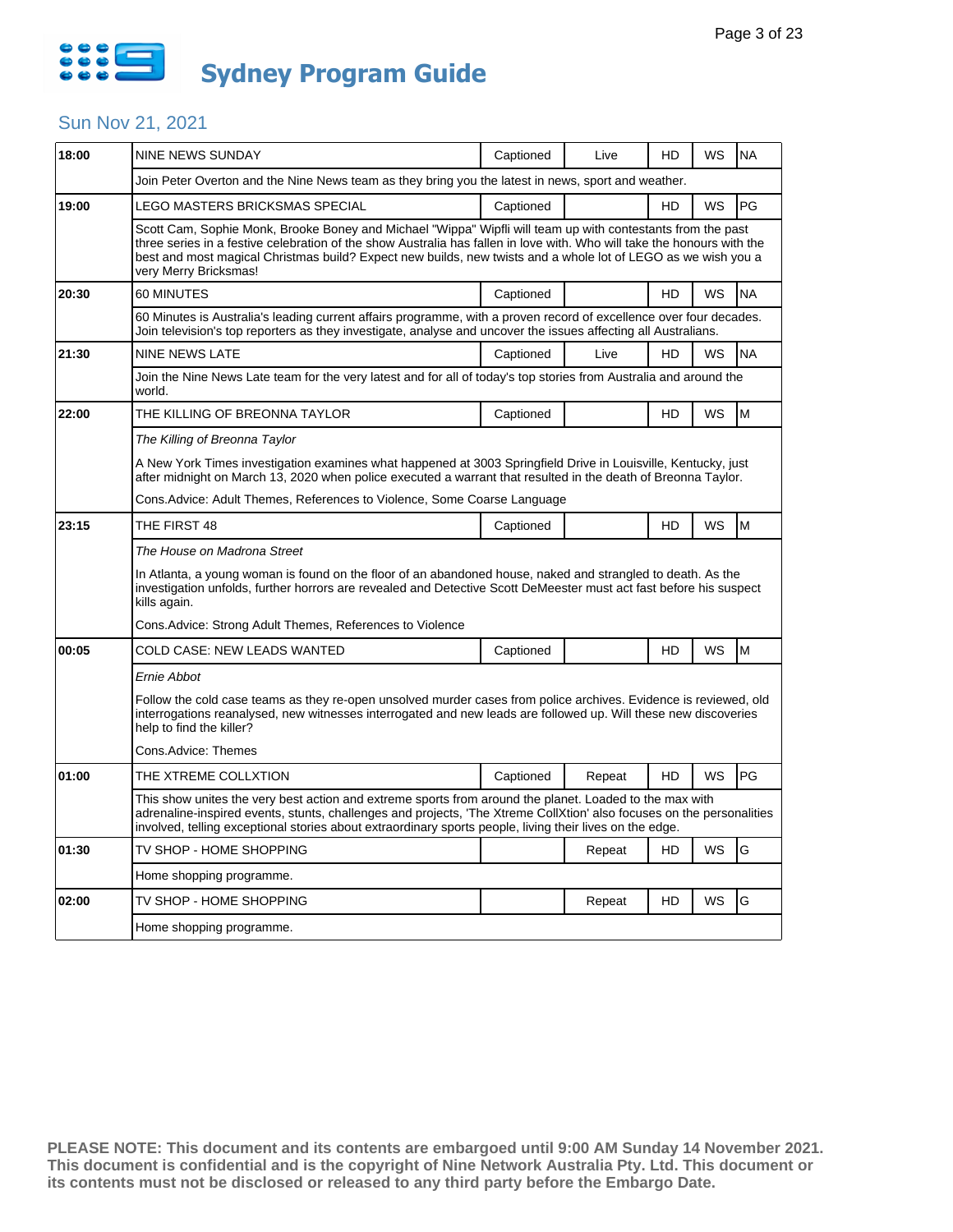# Sydney Program Guide

## Sun Nov 21, 2021

| Time | Program | Captioned | Live/Repeat | HD | WS | Rating |
|---|---|---|---|---|---|---|
| 18:00 | NINE NEWS SUNDAY | Captioned | Live | HD | WS | NA |
| | Join Peter Overton and the Nine News team as they bring you the latest in news, sport and weather. | | | | | |
| 19:00 | LEGO MASTERS BRICKSMAS SPECIAL | Captioned | | HD | WS | PG |
| | Scott Cam, Sophie Monk, Brooke Boney and Michael "Wippa" Wipfli will team up with contestants from the past three series in a festive celebration of the show Australia has fallen in love with. Who will take the honours with the best and most magical Christmas build? Expect new builds, new twists and a whole lot of LEGO as we wish you a very Merry Bricksmas! | | | | | |
| 20:30 | 60 MINUTES | Captioned | | HD | WS | NA |
| | 60 Minutes is Australia's leading current affairs programme, with a proven record of excellence over four decades. Join television's top reporters as they investigate, analyse and uncover the issues affecting all Australians. | | | | | |
| 21:30 | NINE NEWS LATE | Captioned | Live | HD | WS | NA |
| | Join the Nine News Late team for the very latest and for all of today's top stories from Australia and around the world. | | | | | |
| 22:00 | THE KILLING OF BREONNA TAYLOR | Captioned | | HD | WS | M |
| | *The Killing of Breonna Taylor*<br><br>A New York Times investigation examines what happened at 3003 Springfield Drive in Louisville, Kentucky, just after midnight on March 13, 2020 when police executed a warrant that resulted in the death of Breonna Taylor.<br><br>Cons.Advice: Adult Themes, References to Violence, Some Coarse Language | | | | | |
| 23:15 | THE FIRST 48 | Captioned | | HD | WS | M |
| | *The House on Madrona Street*<br><br>In Atlanta, a young woman is found on the floor of an abandoned house, naked and strangled to death. As the investigation unfolds, further horrors are revealed and Detective Scott DeMeester must act fast before his suspect kills again.<br><br>Cons.Advice: Strong Adult Themes, References to Violence | | | | | |
| 00:05 | COLD CASE: NEW LEADS WANTED | Captioned | | HD | WS | M |
| | *Ernie Abbot*<br><br>Follow the cold case teams as they re-open unsolved murder cases from police archives. Evidence is reviewed, old interrogations reanalysed, new witnesses interrogated and new leads are followed up. Will these new discoveries help to find the killer?<br><br>Cons.Advice: Themes | | | | | |
| 01:00 | THE XTREME COLLXTION | Captioned | Repeat | HD | WS | PG |
| | This show unites the very best action and extreme sports from around the planet. Loaded to the max with adrenaline-inspired events, stunts, challenges and projects, 'The Xtreme CollXtion' also focuses on the personalities involved, telling exceptional stories about extraordinary sports people, living their lives on the edge. | | | | | |
| 01:30 | TV SHOP - HOME SHOPPING | | Repeat | HD | WS | G |
| | Home shopping programme. | | | | | |
| 02:00 | TV SHOP - HOME SHOPPING | | Repeat | HD | WS | G |
| | Home shopping programme. | | | | | |

**PLEASE NOTE: This document and its contents are embargoed until 9:00 AM Sunday 14 November 2021. This document is confidential and is the copyright of Nine Network Australia Pty. Ltd. This document or its contents must not be disclosed or released to any third party before the Embargo Date.**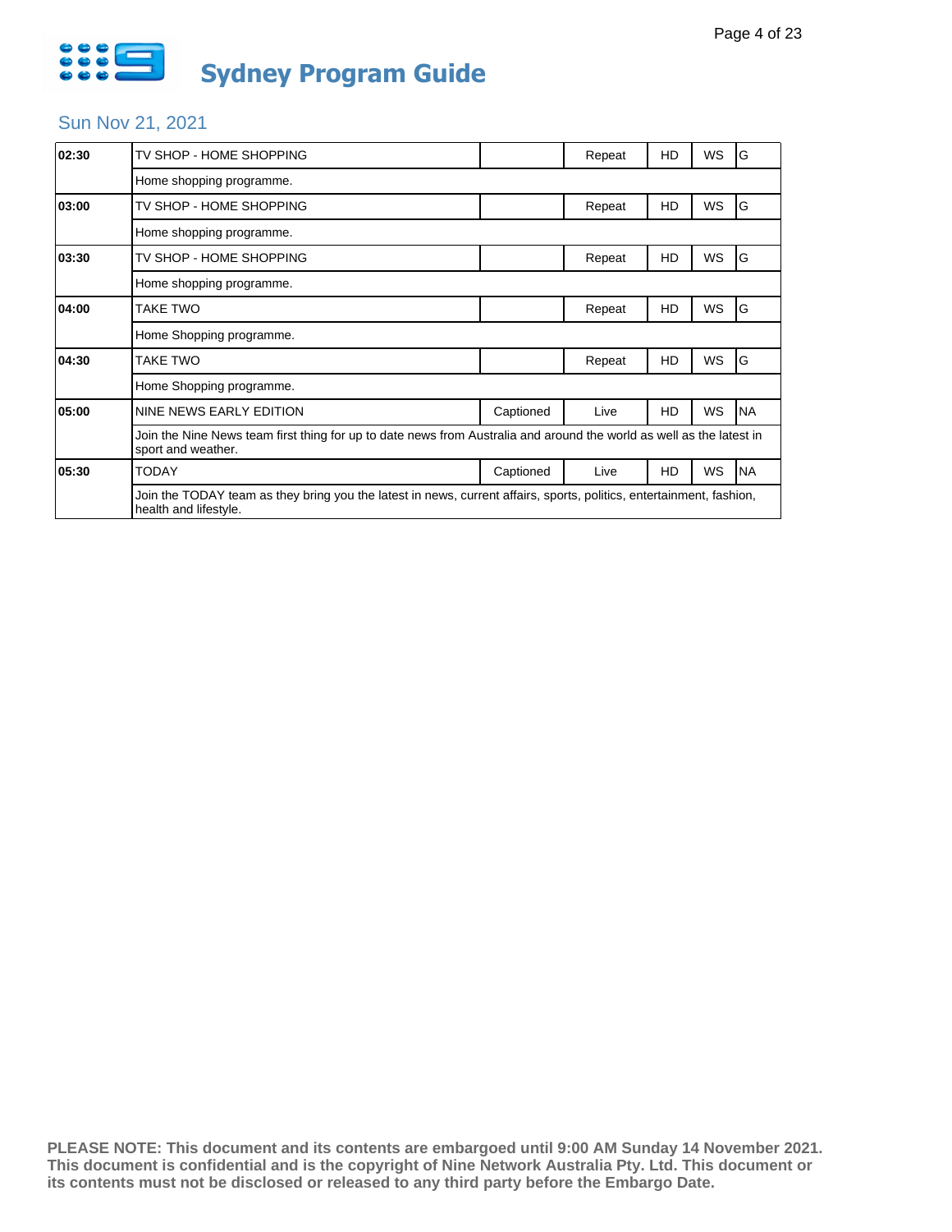# Sydney Program Guide

## Sun Nov 21, 2021

| Time | Program | Captioned | Status | HD | WS | Rating |
|---|---|---|---|---|---|---|
| 02:30 | TV SHOP - HOME SHOPPING | | Repeat | HD | WS | G |
| | Home shopping programme. | | | | | |
| 03:00 | TV SHOP - HOME SHOPPING | | Repeat | HD | WS | G |
| | Home shopping programme. | | | | | |
| 03:30 | TV SHOP - HOME SHOPPING | | Repeat | HD | WS | G |
| | Home shopping programme. | | | | | |
| 04:00 | TAKE TWO | | Repeat | HD | WS | G |
| | Home Shopping programme. | | | | | |
| 04:30 | TAKE TWO | | Repeat | HD | WS | G |
| | Home Shopping programme. | | | | | |
| 05:00 | NINE NEWS EARLY EDITION | Captioned | Live | HD | WS | NA |
| | Join the Nine News team first thing for up to date news from Australia and around the world as well as the latest in sport and weather. | | | | | |
| 05:30 | TODAY | Captioned | Live | HD | WS | NA |
| | Join the TODAY team as they bring you the latest in news, current affairs, sports, politics, entertainment, fashion, health and lifestyle. | | | | | |

**PLEASE NOTE: This document and its contents are embargoed until 9:00 AM Sunday 14 November 2021. This document is confidential and is the copyright of Nine Network Australia Pty. Ltd. This document or its contents must not be disclosed or released to any third party before the Embargo Date.**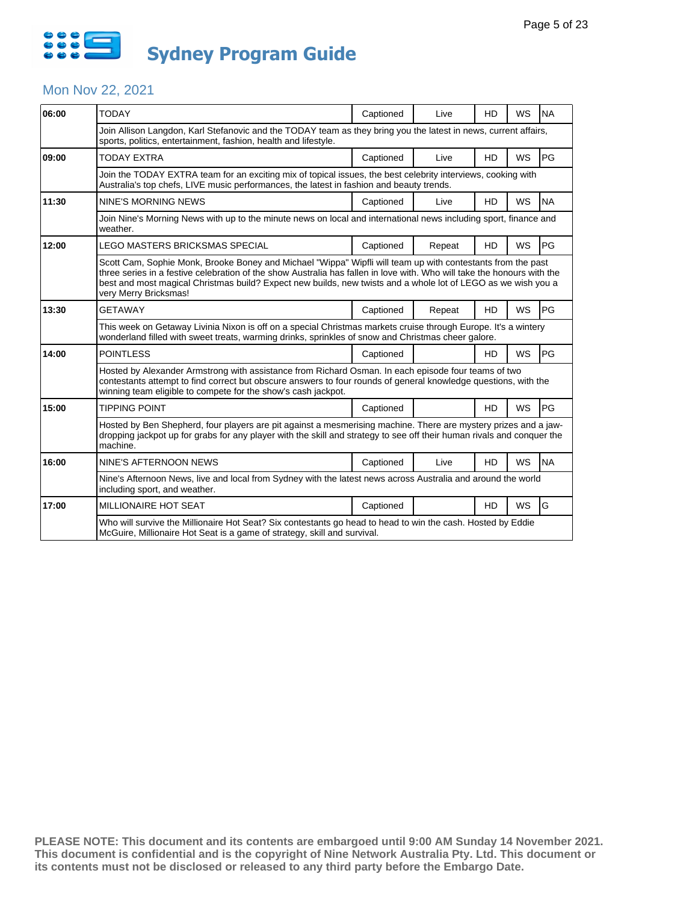# Sydney Program Guide

## Mon Nov 22, 2021

| Time | Program | Captioned | Live/Repeat | HD | WS | Rating |
|---|---|---|---|---|---|---|
| 06:00 | TODAY | Captioned | Live | HD | WS | NA |
| | Join Allison Langdon, Karl Stefanovic and the TODAY team as they bring you the latest in news, current affairs, sports, politics, entertainment, fashion, health and lifestyle. | | | | | |
| 09:00 | TODAY EXTRA | Captioned | Live | HD | WS | PG |
| | Join the TODAY EXTRA team for an exciting mix of topical issues, the best celebrity interviews, cooking with Australia's top chefs, LIVE music performances, the latest in fashion and beauty trends. | | | | | |
| 11:30 | NINE'S MORNING NEWS | Captioned | Live | HD | WS | NA |
| | Join Nine's Morning News with up to the minute news on local and international news including sport, finance and weather. | | | | | |
| 12:00 | LEGO MASTERS BRICKSMAS SPECIAL | Captioned | Repeat | HD | WS | PG |
| | Scott Cam, Sophie Monk, Brooke Boney and Michael "Wippa" Wipfli will team up with contestants from the past three series in a festive celebration of the show Australia has fallen in love with. Who will take the honours with the best and most magical Christmas build? Expect new builds, new twists and a whole lot of LEGO as we wish you a very Merry Bricksmas! | | | | | |
| 13:30 | GETAWAY | Captioned | Repeat | HD | WS | PG |
| | This week on Getaway Livinia Nixon is off on a special Christmas markets cruise through Europe. It's a wintery wonderland filled with sweet treats, warming drinks, sprinkles of snow and Christmas cheer galore. | | | | | |
| 14:00 | POINTLESS | Captioned | | HD | WS | PG |
| | Hosted by Alexander Armstrong with assistance from Richard Osman. In each episode four teams of two contestants attempt to find correct but obscure answers to four rounds of general knowledge questions, with the winning team eligible to compete for the show's cash jackpot. | | | | | |
| 15:00 | TIPPING POINT | Captioned | | HD | WS | PG |
| | Hosted by Ben Shepherd, four players are pit against a mesmerising machine. There are mystery prizes and a jaw-dropping jackpot up for grabs for any player with the skill and strategy to see off their human rivals and conquer the machine. | | | | | |
| 16:00 | NINE'S AFTERNOON NEWS | Captioned | Live | HD | WS | NA |
| | Nine's Afternoon News, live and local from Sydney with the latest news across Australia and around the world including sport, and weather. | | | | | |
| 17:00 | MILLIONAIRE HOT SEAT | Captioned | | HD | WS | G |
| | Who will survive the Millionaire Hot Seat? Six contestants go head to head to win the cash. Hosted by Eddie McGuire, Millionaire Hot Seat is a game of strategy, skill and survival. | | | | | |

**PLEASE NOTE: This document and its contents are embargoed until 9:00 AM Sunday 14 November 2021. This document is confidential and is the copyright of Nine Network Australia Pty. Ltd. This document or its contents must not be disclosed or released to any third party before the Embargo Date.**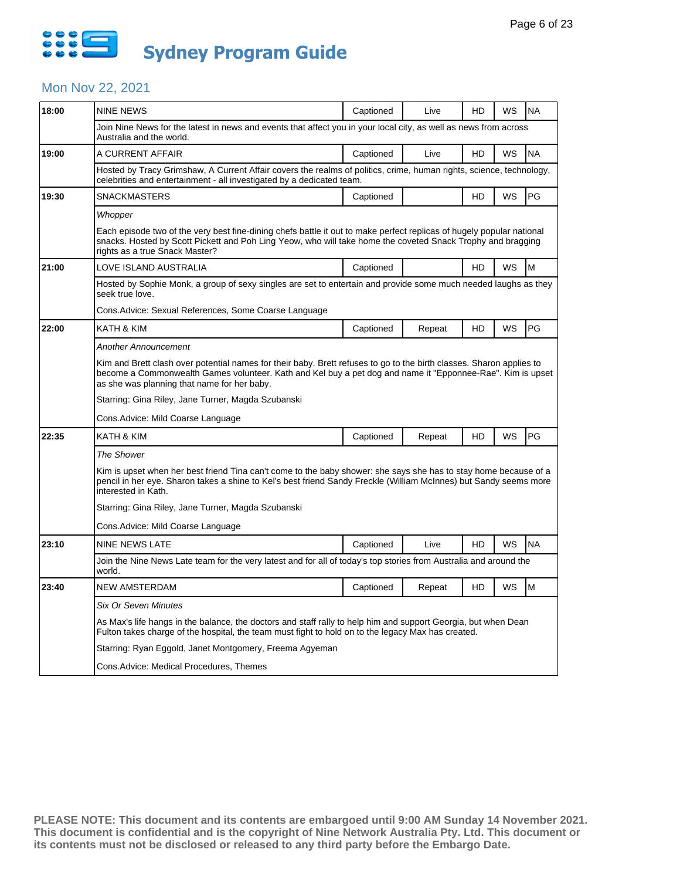# Sydney Program Guide

## Mon Nov 22, 2021

| Time | Program | Captioned | Live/Repeat | HD | WS | Rating |
|---|---|---|---|---|---|---|
| 18:00 | NINE NEWS | Captioned | Live | HD | WS | NA |
| | Join Nine News for the latest in news and events that affect you in your local city, as well as news from across Australia and the world. | | | | | |
| 19:00 | A CURRENT AFFAIR | Captioned | Live | HD | WS | NA |
| | Hosted by Tracy Grimshaw, A Current Affair covers the realms of politics, crime, human rights, science, technology, celebrities and entertainment - all investigated by a dedicated team. | | | | | |
| 19:30 | SNACKMASTERS | Captioned | | HD | WS | PG |
| | *Whopper*<br>Each episode two of the very best fine-dining chefs battle it out to make perfect replicas of hugely popular national snacks. Hosted by Scott Pickett and Poh Ling Yeow, who will take home the coveted Snack Trophy and bragging rights as a true Snack Master? | | | | | |
| 21:00 | LOVE ISLAND AUSTRALIA | Captioned | | HD | WS | M |
| | Hosted by Sophie Monk, a group of sexy singles are set to entertain and provide some much needed laughs as they seek true love.<br>Cons.Advice: Sexual References, Some Coarse Language | | | | | |
| 22:00 | KATH & KIM | Captioned | Repeat | HD | WS | PG |
| | *Another Announcement*<br>Kim and Brett clash over potential names for their baby. Brett refuses to go to the birth classes. Sharon applies to become a Commonwealth Games volunteer. Kath and Kel buy a pet dog and name it "Epponnee-Rae". Kim is upset as she was planning that name for her baby.<br>Starring: Gina Riley, Jane Turner, Magda Szubanski<br>Cons.Advice: Mild Coarse Language | | | | | |
| 22:35 | KATH & KIM | Captioned | Repeat | HD | WS | PG |
| | *The Shower*<br>Kim is upset when her best friend Tina can't come to the baby shower: she says she has to stay home because of a pencil in her eye. Sharon takes a shine to Kel's best friend Sandy Freckle (William McInnes) but Sandy seems more interested in Kath.<br>Starring: Gina Riley, Jane Turner, Magda Szubanski<br>Cons.Advice: Mild Coarse Language | | | | | |
| 23:10 | NINE NEWS LATE | Captioned | Live | HD | WS | NA |
| | Join the Nine News Late team for the very latest and for all of today's top stories from Australia and around the world. | | | | | |
| 23:40 | NEW AMSTERDAM | Captioned | Repeat | HD | WS | M |
| | *Six Or Seven Minutes*<br>As Max's life hangs in the balance, the doctors and staff rally to help him and support Georgia, but when Dean Fulton takes charge of the hospital, the team must fight to hold on to the legacy Max has created.<br>Starring: Ryan Eggold, Janet Montgomery, Freema Agyeman<br>Cons.Advice: Medical Procedures, Themes | | | | | |

**PLEASE NOTE: This document and its contents are embargoed until 9:00 AM Sunday 14 November 2021. This document is confidential and is the copyright of Nine Network Australia Pty. Ltd. This document or its contents must not be disclosed or released to any third party before the Embargo Date.**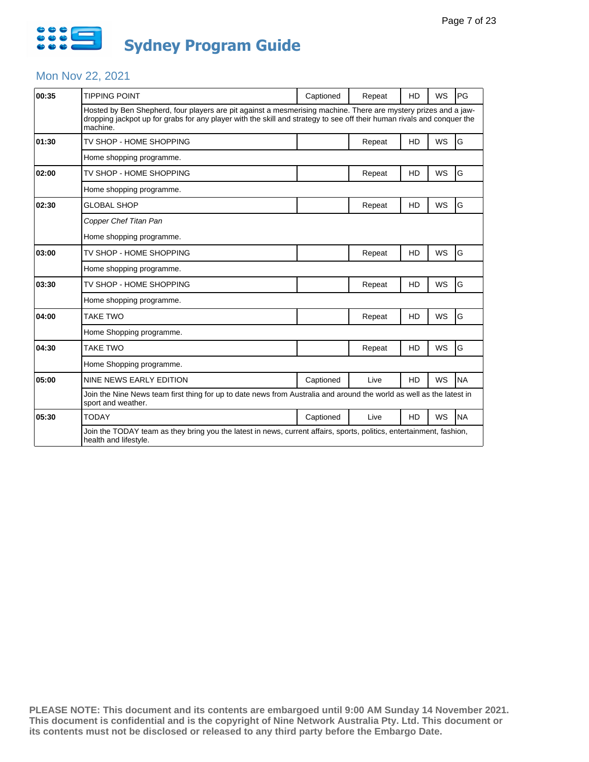# Sydney Program Guide

## Mon Nov 22, 2021

| Time | Program | Captioned | Status | HD | WS | Rating |
|---|---|---|---|---|---|---|
| 00:35 | TIPPING POINT | Captioned | Repeat | HD | WS | PG |
| | Hosted by Ben Shepherd, four players are pit against a mesmerising machine. There are mystery prizes and a jaw-dropping jackpot up for grabs for any player with the skill and strategy to see off their human rivals and conquer the machine. | | | | | |
| 01:30 | TV SHOP - HOME SHOPPING | | Repeat | HD | WS | G |
| | Home shopping programme. | | | | | |
| 02:00 | TV SHOP - HOME SHOPPING | | Repeat | HD | WS | G |
| | Home shopping programme. | | | | | |
| 02:30 | GLOBAL SHOP | | Repeat | HD | WS | G |
| | *Copper Chef Titan Pan* | | | | | |
| | Home shopping programme. | | | | | |
| 03:00 | TV SHOP - HOME SHOPPING | | Repeat | HD | WS | G |
| | Home shopping programme. | | | | | |
| 03:30 | TV SHOP - HOME SHOPPING | | Repeat | HD | WS | G |
| | Home shopping programme. | | | | | |
| 04:00 | TAKE TWO | | Repeat | HD | WS | G |
| | Home Shopping programme. | | | | | |
| 04:30 | TAKE TWO | | Repeat | HD | WS | G |
| | Home Shopping programme. | | | | | |
| 05:00 | NINE NEWS EARLY EDITION | Captioned | Live | HD | WS | NA |
| | Join the Nine News team first thing for up to date news from Australia and around the world as well as the latest in sport and weather. | | | | | |
| 05:30 | TODAY | Captioned | Live | HD | WS | NA |
| | Join the TODAY team as they bring you the latest in news, current affairs, sports, politics, entertainment, fashion, health and lifestyle. | | | | | |

**PLEASE NOTE: This document and its contents are embargoed until 9:00 AM Sunday 14 November 2021. This document is confidential and is the copyright of Nine Network Australia Pty. Ltd. This document or its contents must not be disclosed or released to any third party before the Embargo Date.**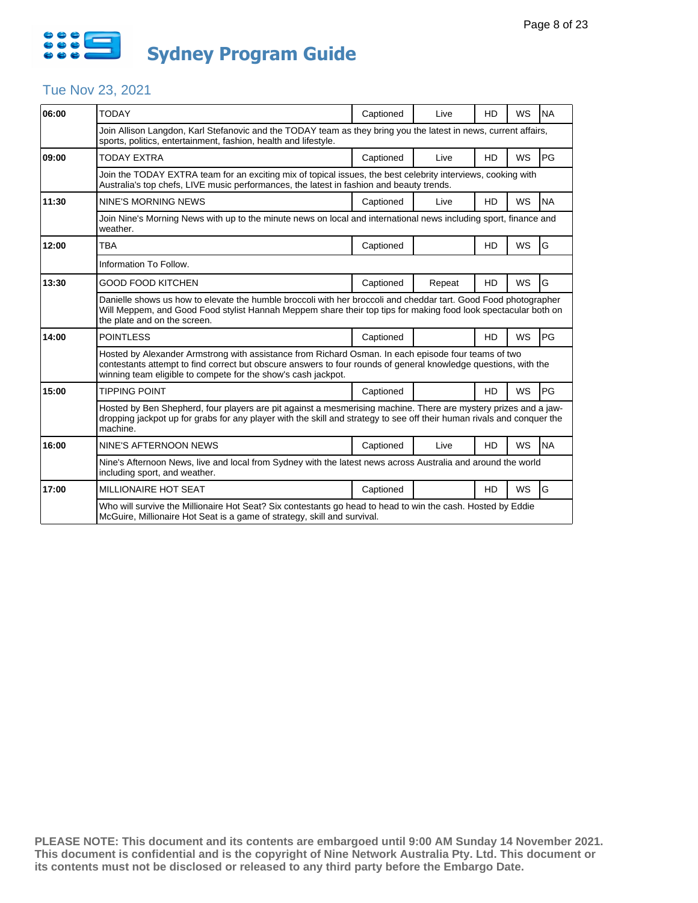# Sydney Program Guide

## Tue Nov 23, 2021

| Time | Program | Captioned | Live/Repeat | HD | WS | Rating |
|---|---|---|---|---|---|---|
| 06:00 | TODAY | Captioned | Live | HD | WS | NA |
| | Join Allison Langdon, Karl Stefanovic and the TODAY team as they bring you the latest in news, current affairs, sports, politics, entertainment, fashion, health and lifestyle. | | | | | |
| 09:00 | TODAY EXTRA | Captioned | Live | HD | WS | PG |
| | Join the TODAY EXTRA team for an exciting mix of topical issues, the best celebrity interviews, cooking with Australia's top chefs, LIVE music performances, the latest in fashion and beauty trends. | | | | | |
| 11:30 | NINE'S MORNING NEWS | Captioned | Live | HD | WS | NA |
| | Join Nine's Morning News with up to the minute news on local and international news including sport, finance and weather. | | | | | |
| 12:00 | TBA | Captioned | | HD | WS | G |
| | Information To Follow. | | | | | |
| 13:30 | GOOD FOOD KITCHEN | Captioned | Repeat | HD | WS | G |
| | Danielle shows us how to elevate the humble broccoli with her broccoli and cheddar tart. Good Food photographer Will Meppem, and Good Food stylist Hannah Meppem share their top tips for making food look spectacular both on the plate and on the screen. | | | | | |
| 14:00 | POINTLESS | Captioned | | HD | WS | PG |
| | Hosted by Alexander Armstrong with assistance from Richard Osman. In each episode four teams of two contestants attempt to find correct but obscure answers to four rounds of general knowledge questions, with the winning team eligible to compete for the show's cash jackpot. | | | | | |
| 15:00 | TIPPING POINT | Captioned | | HD | WS | PG |
| | Hosted by Ben Shepherd, four players are pit against a mesmerising machine. There are mystery prizes and a jaw-dropping jackpot up for grabs for any player with the skill and strategy to see off their human rivals and conquer the machine. | | | | | |
| 16:00 | NINE'S AFTERNOON NEWS | Captioned | Live | HD | WS | NA |
| | Nine's Afternoon News, live and local from Sydney with the latest news across Australia and around the world including sport, and weather. | | | | | |
| 17:00 | MILLIONAIRE HOT SEAT | Captioned | | HD | WS | G |
| | Who will survive the Millionaire Hot Seat? Six contestants go head to head to win the cash. Hosted by Eddie McGuire, Millionaire Hot Seat is a game of strategy, skill and survival. | | | | | |

**PLEASE NOTE: This document and its contents are embargoed until 9:00 AM Sunday 14 November 2021. This document is confidential and is the copyright of Nine Network Australia Pty. Ltd. This document or its contents must not be disclosed or released to any third party before the Embargo Date.**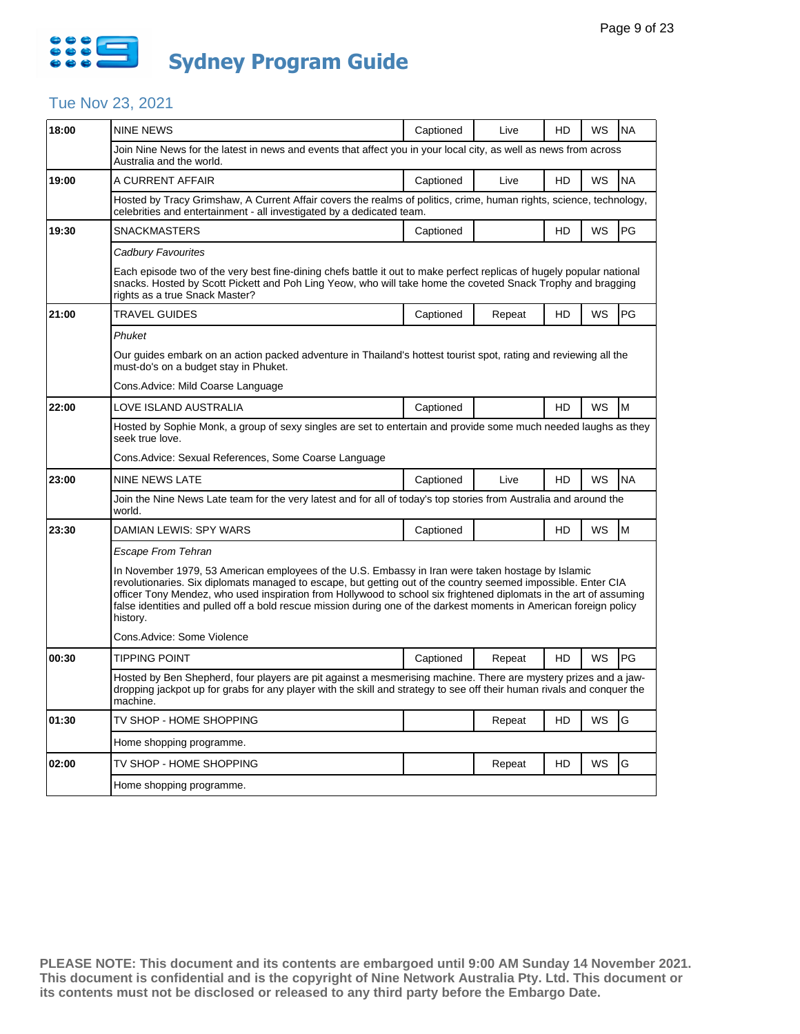# Sydney Program Guide

## Tue Nov 23, 2021

| Time | Program | Captioned | Live/Repeat | HD | WS | Rating |
|---|---|---|---|---|---|---|
| 18:00 | NINE NEWS | Captioned | Live | HD | WS | NA |
| | Join Nine News for the latest in news and events that affect you in your local city, as well as news from across Australia and the world. | | | | | |
| 19:00 | A CURRENT AFFAIR | Captioned | Live | HD | WS | NA |
| | Hosted by Tracy Grimshaw, A Current Affair covers the realms of politics, crime, human rights, science, technology, celebrities and entertainment - all investigated by a dedicated team. | | | | | |
| 19:30 | SNACKMASTERS | Captioned | | HD | WS | PG |
| | *Cadbury Favourites*<br><br>Each episode two of the very best fine-dining chefs battle it out to make perfect replicas of hugely popular national snacks. Hosted by Scott Pickett and Poh Ling Yeow, who will take home the coveted Snack Trophy and bragging rights as a true Snack Master? | | | | | |
| 21:00 | TRAVEL GUIDES | Captioned | Repeat | HD | WS | PG |
| | *Phuket*<br><br>Our guides embark on an action packed adventure in Thailand's hottest tourist spot, rating and reviewing all the must-do's on a budget stay in Phuket.<br><br>Cons.Advice: Mild Coarse Language | | | | | |
| 22:00 | LOVE ISLAND AUSTRALIA | Captioned | | HD | WS | M |
| | Hosted by Sophie Monk, a group of sexy singles are set to entertain and provide some much needed laughs as they seek true love.<br><br>Cons.Advice: Sexual References, Some Coarse Language | | | | | |
| 23:00 | NINE NEWS LATE | Captioned | Live | HD | WS | NA |
| | Join the Nine News Late team for the very latest and for all of today's top stories from Australia and around the world. | | | | | |
| 23:30 | DAMIAN LEWIS: SPY WARS | Captioned | | HD | WS | M |
| | *Escape From Tehran*<br><br>In November 1979, 53 American employees of the U.S. Embassy in Iran were taken hostage by Islamic revolutionaries. Six diplomats managed to escape, but getting out of the country seemed impossible. Enter CIA officer Tony Mendez, who used inspiration from Hollywood to school six frightened diplomats in the art of assuming false identities and pulled off a bold rescue mission during one of the darkest moments in American foreign policy history.<br><br>Cons.Advice: Some Violence | | | | | |
| 00:30 | TIPPING POINT | Captioned | Repeat | HD | WS | PG |
| | Hosted by Ben Shepherd, four players are pit against a mesmerising machine. There are mystery prizes and a jaw-dropping jackpot up for grabs for any player with the skill and strategy to see off their human rivals and conquer the machine. | | | | | |
| 01:30 | TV SHOP - HOME SHOPPING | | Repeat | HD | WS | G |
| | Home shopping programme. | | | | | |
| 02:00 | TV SHOP - HOME SHOPPING | | Repeat | HD | WS | G |
| | Home shopping programme. | | | | | |

**PLEASE NOTE: This document and its contents are embargoed until 9:00 AM Sunday 14 November 2021. This document is confidential and is the copyright of Nine Network Australia Pty. Ltd. This document or its contents must not be disclosed or released to any third party before the Embargo Date.**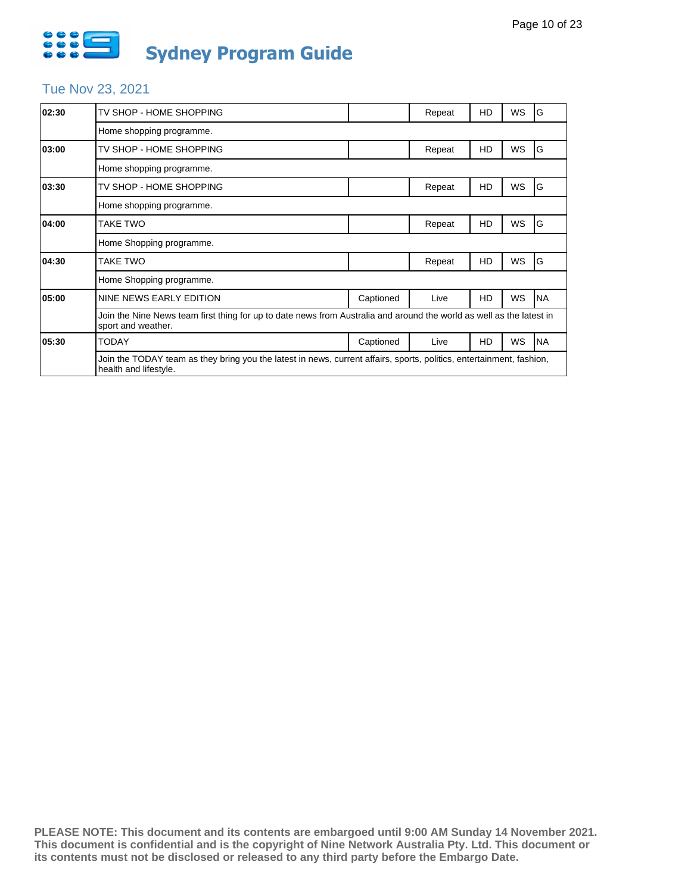# Sydney Program Guide

## Tue Nov 23, 2021

| Time | Program | Captioned | Status | HD | WS | Rating |
|---|---|---|---|---|---|---|
| 02:30 | TV SHOP - HOME SHOPPING | | Repeat | HD | WS | G |
| | Home shopping programme. | | | | | |
| 03:00 | TV SHOP - HOME SHOPPING | | Repeat | HD | WS | G |
| | Home shopping programme. | | | | | |
| 03:30 | TV SHOP - HOME SHOPPING | | Repeat | HD | WS | G |
| | Home shopping programme. | | | | | |
| 04:00 | TAKE TWO | | Repeat | HD | WS | G |
| | Home Shopping programme. | | | | | |
| 04:30 | TAKE TWO | | Repeat | HD | WS | G |
| | Home Shopping programme. | | | | | |
| 05:00 | NINE NEWS EARLY EDITION | Captioned | Live | HD | WS | NA |
| | Join the Nine News team first thing for up to date news from Australia and around the world as well as the latest in sport and weather. | | | | | |
| 05:30 | TODAY | Captioned | Live | HD | WS | NA |
| | Join the TODAY team as they bring you the latest in news, current affairs, sports, politics, entertainment, fashion, health and lifestyle. | | | | | |

**PLEASE NOTE: This document and its contents are embargoed until 9:00 AM Sunday 14 November 2021. This document is confidential and is the copyright of Nine Network Australia Pty. Ltd. This document or its contents must not be disclosed or released to any third party before the Embargo Date.**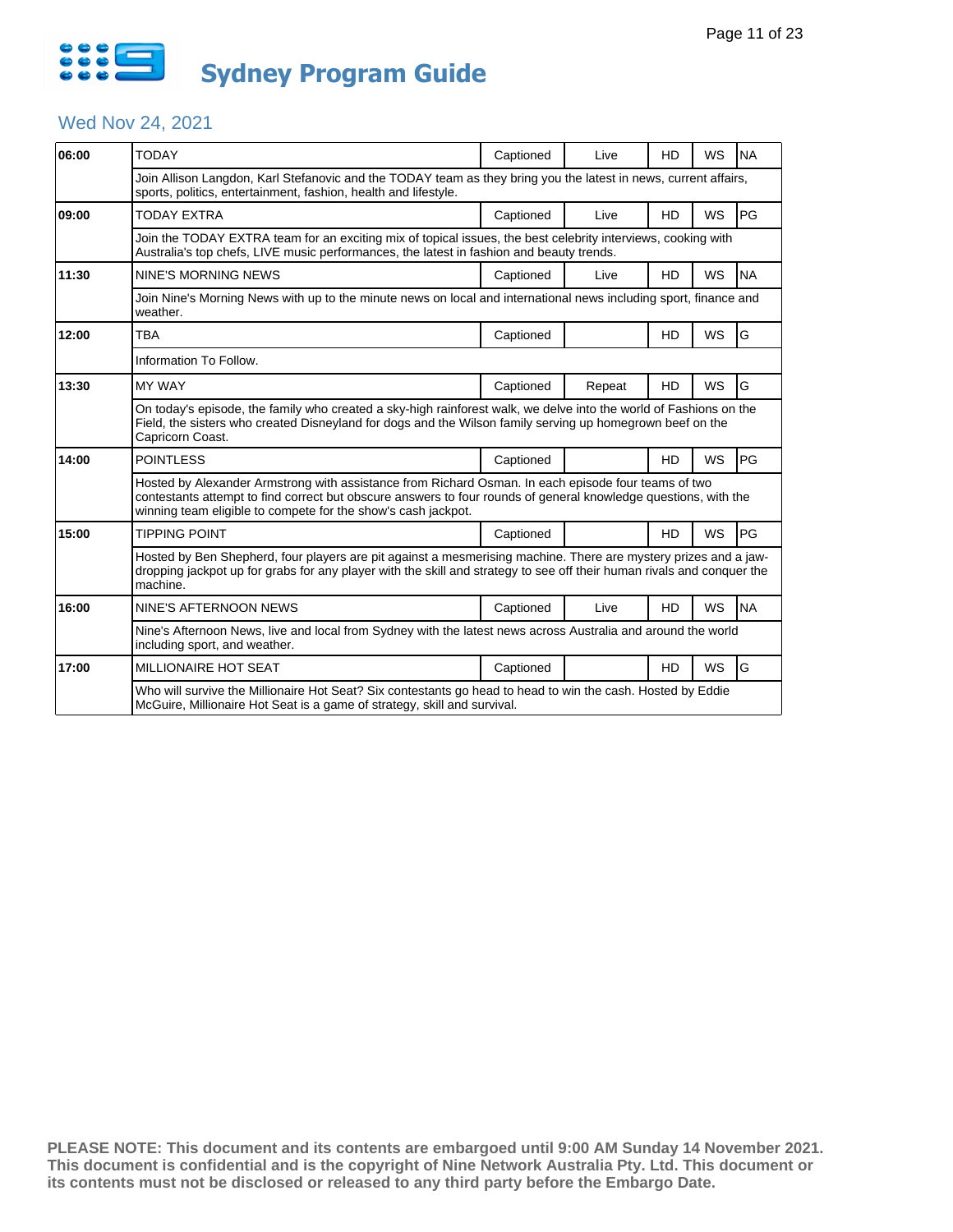# Sydney Program Guide

## Wed Nov 24, 2021

| Time | Program | Captioned | Live/Repeat | HD | WS | Rating |
|---|---|---|---|---|---|---|
| 06:00 | TODAY | Captioned | Live | HD | WS | NA |
| | Join Allison Langdon, Karl Stefanovic and the TODAY team as they bring you the latest in news, current affairs, sports, politics, entertainment, fashion, health and lifestyle. | | | | | |
| 09:00 | TODAY EXTRA | Captioned | Live | HD | WS | PG |
| | Join the TODAY EXTRA team for an exciting mix of topical issues, the best celebrity interviews, cooking with Australia's top chefs, LIVE music performances, the latest in fashion and beauty trends. | | | | | |
| 11:30 | NINE'S MORNING NEWS | Captioned | Live | HD | WS | NA |
| | Join Nine's Morning News with up to the minute news on local and international news including sport, finance and weather. | | | | | |
| 12:00 | TBA | Captioned | | HD | WS | G |
| | Information To Follow. | | | | | |
| 13:30 | MY WAY | Captioned | Repeat | HD | WS | G |
| | On today's episode, the family who created a sky-high rainforest walk, we delve into the world of Fashions on the Field, the sisters who created Disneyland for dogs and the Wilson family serving up homegrown beef on the Capricorn Coast. | | | | | |
| 14:00 | POINTLESS | Captioned | | HD | WS | PG |
| | Hosted by Alexander Armstrong with assistance from Richard Osman. In each episode four teams of two contestants attempt to find correct but obscure answers to four rounds of general knowledge questions, with the winning team eligible to compete for the show's cash jackpot. | | | | | |
| 15:00 | TIPPING POINT | Captioned | | HD | WS | PG |
| | Hosted by Ben Shepherd, four players are pit against a mesmerising machine. There are mystery prizes and a jaw-dropping jackpot up for grabs for any player with the skill and strategy to see off their human rivals and conquer the machine. | | | | | |
| 16:00 | NINE'S AFTERNOON NEWS | Captioned | Live | HD | WS | NA |
| | Nine's Afternoon News, live and local from Sydney with the latest news across Australia and around the world including sport, and weather. | | | | | |
| 17:00 | MILLIONAIRE HOT SEAT | Captioned | | HD | WS | G |
| | Who will survive the Millionaire Hot Seat? Six contestants go head to head to win the cash. Hosted by Eddie McGuire, Millionaire Hot Seat is a game of strategy, skill and survival. | | | | | |

**PLEASE NOTE: This document and its contents are embargoed until 9:00 AM Sunday 14 November 2021. This document is confidential and is the copyright of Nine Network Australia Pty. Ltd. This document or its contents must not be disclosed or released to any third party before the Embargo Date.**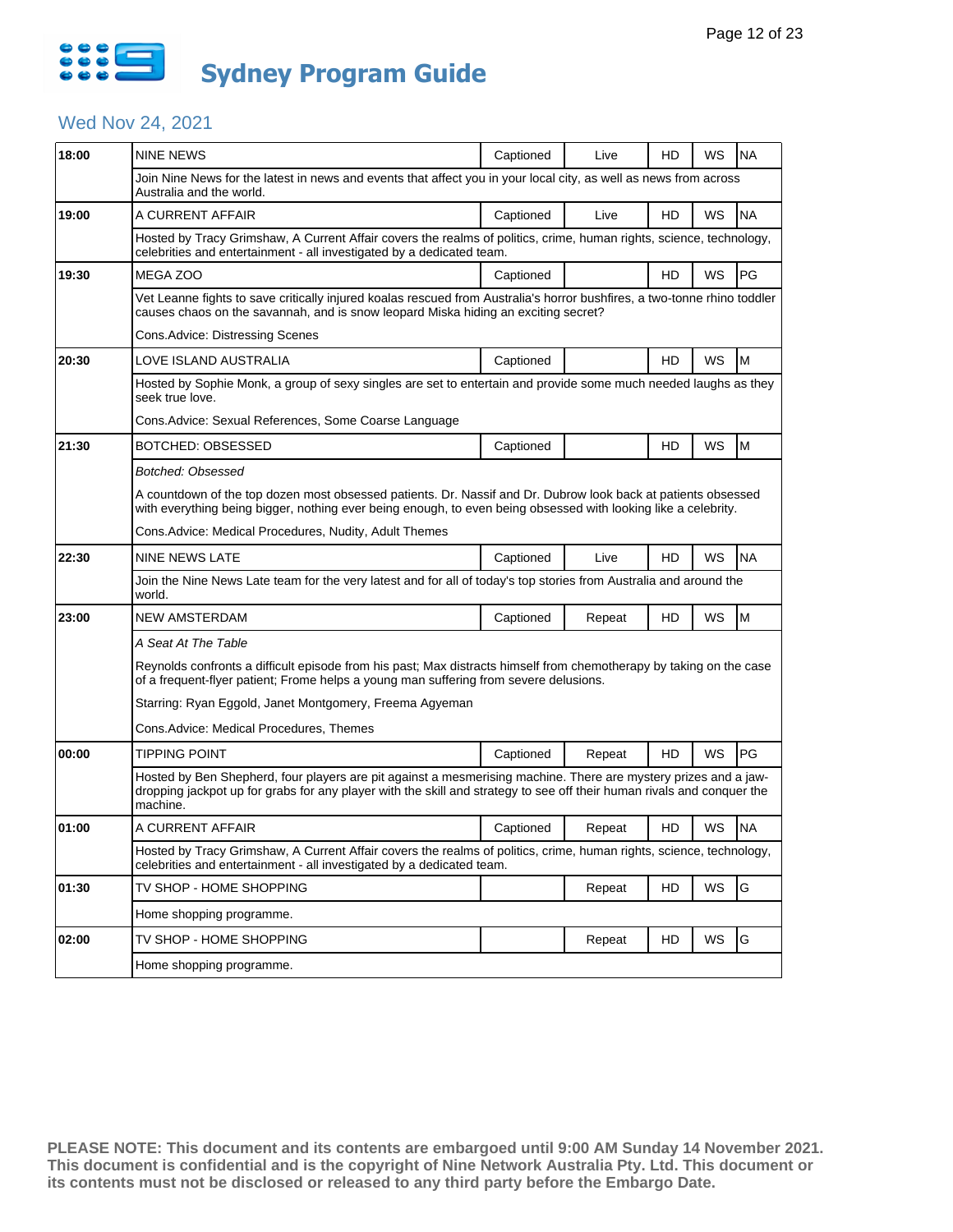# Sydney Program Guide

## Wed Nov 24, 2021

| Time | Program | Captioned | Live/Repeat | HD | WS | Rating |
|---|---|---|---|---|---|---|
| 18:00 | NINE NEWS | Captioned | Live | HD | WS | NA |
| | Join Nine News for the latest in news and events that affect you in your local city, as well as news from across Australia and the world. | | | | | |
| 19:00 | A CURRENT AFFAIR | Captioned | Live | HD | WS | NA |
| | Hosted by Tracy Grimshaw, A Current Affair covers the realms of politics, crime, human rights, science, technology, celebrities and entertainment - all investigated by a dedicated team. | | | | | |
| 19:30 | MEGA ZOO | Captioned | | HD | WS | PG |
| | Vet Leanne fights to save critically injured koalas rescued from Australia's horror bushfires, a two-tonne rhino toddler causes chaos on the savannah, and is snow leopard Miska hiding an exciting secret? | | | | | |
| | Cons.Advice: Distressing Scenes | | | | | |
| 20:30 | LOVE ISLAND AUSTRALIA | Captioned | | HD | WS | M |
| | Hosted by Sophie Monk, a group of sexy singles are set to entertain and provide some much needed laughs as they seek true love. | | | | | |
| | Cons.Advice: Sexual References, Some Coarse Language | | | | | |
| 21:30 | BOTCHED: OBSESSED | Captioned | | HD | WS | M |
| | *Botched: Obsessed* | | | | | |
| | A countdown of the top dozen most obsessed patients. Dr. Nassif and Dr. Dubrow look back at patients obsessed with everything being bigger, nothing ever being enough, to even being obsessed with looking like a celebrity. | | | | | |
| | Cons.Advice: Medical Procedures, Nudity, Adult Themes | | | | | |
| 22:30 | NINE NEWS LATE | Captioned | Live | HD | WS | NA |
| | Join the Nine News Late team for the very latest and for all of today's top stories from Australia and around the world. | | | | | |
| 23:00 | NEW AMSTERDAM | Captioned | Repeat | HD | WS | M |
| | *A Seat At The Table* | | | | | |
| | Reynolds confronts a difficult episode from his past; Max distracts himself from chemotherapy by taking on the case of a frequent-flyer patient; Frome helps a young man suffering from severe delusions. | | | | | |
| | Starring: Ryan Eggold, Janet Montgomery, Freema Agyeman | | | | | |
| | Cons.Advice: Medical Procedures, Themes | | | | | |
| 00:00 | TIPPING POINT | Captioned | Repeat | HD | WS | PG |
| | Hosted by Ben Shepherd, four players are pit against a mesmerising machine. There are mystery prizes and a jaw-dropping jackpot up for grabs for any player with the skill and strategy to see off their human rivals and conquer the machine. | | | | | |
| 01:00 | A CURRENT AFFAIR | Captioned | Repeat | HD | WS | NA |
| | Hosted by Tracy Grimshaw, A Current Affair covers the realms of politics, crime, human rights, science, technology, celebrities and entertainment - all investigated by a dedicated team. | | | | | |
| 01:30 | TV SHOP - HOME SHOPPING | | Repeat | HD | WS | G |
| | Home shopping programme. | | | | | |
| 02:00 | TV SHOP - HOME SHOPPING | | Repeat | HD | WS | G |
| | Home shopping programme. | | | | | |

**PLEASE NOTE: This document and its contents are embargoed until 9:00 AM Sunday 14 November 2021. This document is confidential and is the copyright of Nine Network Australia Pty. Ltd. This document or its contents must not be disclosed or released to any third party before the Embargo Date.**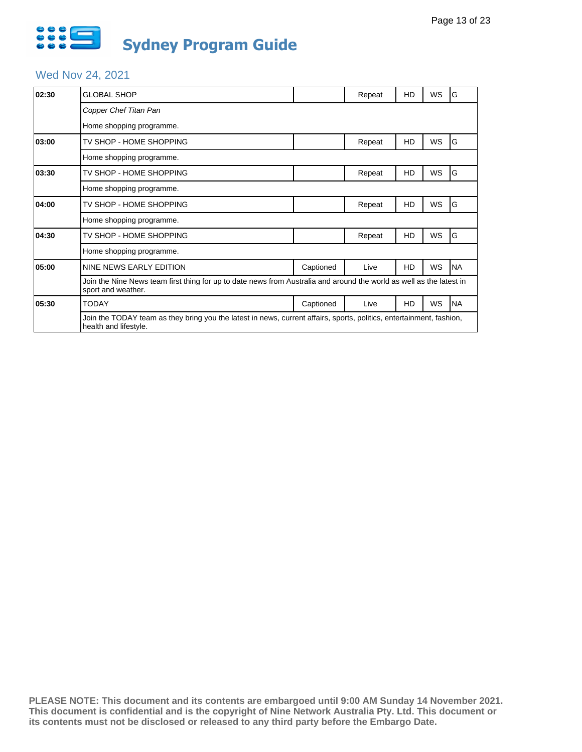# Sydney Program Guide

## Wed Nov 24, 2021

| Time | Program | Captioned | Status | HD | WS | Rating |
|---|---|---|---|---|---|---|
| 02:30 | GLOBAL SHOP | | Repeat | HD | WS | G |
| | *Copper Chef Titan Pan*<br>Home shopping programme. | | | | | |
| 03:00 | TV SHOP - HOME SHOPPING | | Repeat | HD | WS | G |
| | Home shopping programme. | | | | | |
| 03:30 | TV SHOP - HOME SHOPPING | | Repeat | HD | WS | G |
| | Home shopping programme. | | | | | |
| 04:00 | TV SHOP - HOME SHOPPING | | Repeat | HD | WS | G |
| | Home shopping programme. | | | | | |
| 04:30 | TV SHOP - HOME SHOPPING | | Repeat | HD | WS | G |
| | Home shopping programme. | | | | | |
| 05:00 | NINE NEWS EARLY EDITION | Captioned | Live | HD | WS | NA |
| | Join the Nine News team first thing for up to date news from Australia and around the world as well as the latest in sport and weather. | | | | | |
| 05:30 | TODAY | Captioned | Live | HD | WS | NA |
| | Join the TODAY team as they bring you the latest in news, current affairs, sports, politics, entertainment, fashion, health and lifestyle. | | | | | |

**PLEASE NOTE: This document and its contents are embargoed until 9:00 AM Sunday 14 November 2021. This document is confidential and is the copyright of Nine Network Australia Pty. Ltd. This document or its contents must not be disclosed or released to any third party before the Embargo Date.**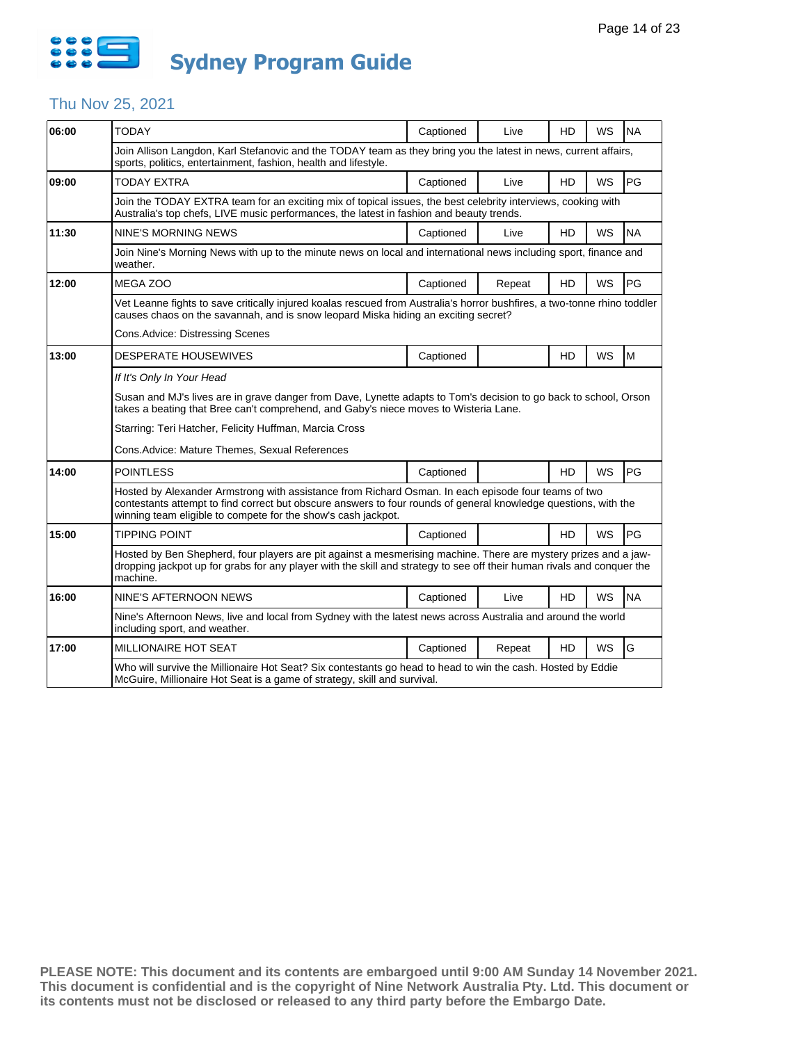# Sydney Program Guide

## Thu Nov 25, 2021

| Time | Program | Captioned | Live/Repeat | HD | WS | Rating |
|---|---|---|---|---|---|---|
| 06:00 | TODAY | Captioned | Live | HD | WS | NA |
| | Join Allison Langdon, Karl Stefanovic and the TODAY team as they bring you the latest in news, current affairs, sports, politics, entertainment, fashion, health and lifestyle. | | | | | |
| 09:00 | TODAY EXTRA | Captioned | Live | HD | WS | PG |
| | Join the TODAY EXTRA team for an exciting mix of topical issues, the best celebrity interviews, cooking with Australia's top chefs, LIVE music performances, the latest in fashion and beauty trends. | | | | | |
| 11:30 | NINE'S MORNING NEWS | Captioned | Live | HD | WS | NA |
| | Join Nine's Morning News with up to the minute news on local and international news including sport, finance and weather. | | | | | |
| 12:00 | MEGA ZOO | Captioned | Repeat | HD | WS | PG |
| | Vet Leanne fights to save critically injured koalas rescued from Australia's horror bushfires, a two-tonne rhino toddler causes chaos on the savannah, and is snow leopard Miska hiding an exciting secret?<br><br>Cons.Advice: Distressing Scenes | | | | | |
| 13:00 | DESPERATE HOUSEWIVES | Captioned | | HD | WS | M |
| | *If It's Only In Your Head*<br><br>Susan and MJ's lives are in grave danger from Dave, Lynette adapts to Tom's decision to go back to school, Orson takes a beating that Bree can't comprehend, and Gaby's niece moves to Wisteria Lane.<br><br>Starring: Teri Hatcher, Felicity Huffman, Marcia Cross<br><br>Cons.Advice: Mature Themes, Sexual References | | | | | |
| 14:00 | POINTLESS | Captioned | | HD | WS | PG |
| | Hosted by Alexander Armstrong with assistance from Richard Osman. In each episode four teams of two contestants attempt to find correct but obscure answers to four rounds of general knowledge questions, with the winning team eligible to compete for the show's cash jackpot. | | | | | |
| 15:00 | TIPPING POINT | Captioned | | HD | WS | PG |
| | Hosted by Ben Shepherd, four players are pit against a mesmerising machine. There are mystery prizes and a jaw-dropping jackpot up for grabs for any player with the skill and strategy to see off their human rivals and conquer the machine. | | | | | |
| 16:00 | NINE'S AFTERNOON NEWS | Captioned | Live | HD | WS | NA |
| | Nine's Afternoon News, live and local from Sydney with the latest news across Australia and around the world including sport, and weather. | | | | | |
| 17:00 | MILLIONAIRE HOT SEAT | Captioned | Repeat | HD | WS | G |
| | Who will survive the Millionaire Hot Seat? Six contestants go head to head to win the cash. Hosted by Eddie McGuire, Millionaire Hot Seat is a game of strategy, skill and survival. | | | | | |

**PLEASE NOTE: This document and its contents are embargoed until 9:00 AM Sunday 14 November 2021. This document is confidential and is the copyright of Nine Network Australia Pty. Ltd. This document or its contents must not be disclosed or released to any third party before the Embargo Date.**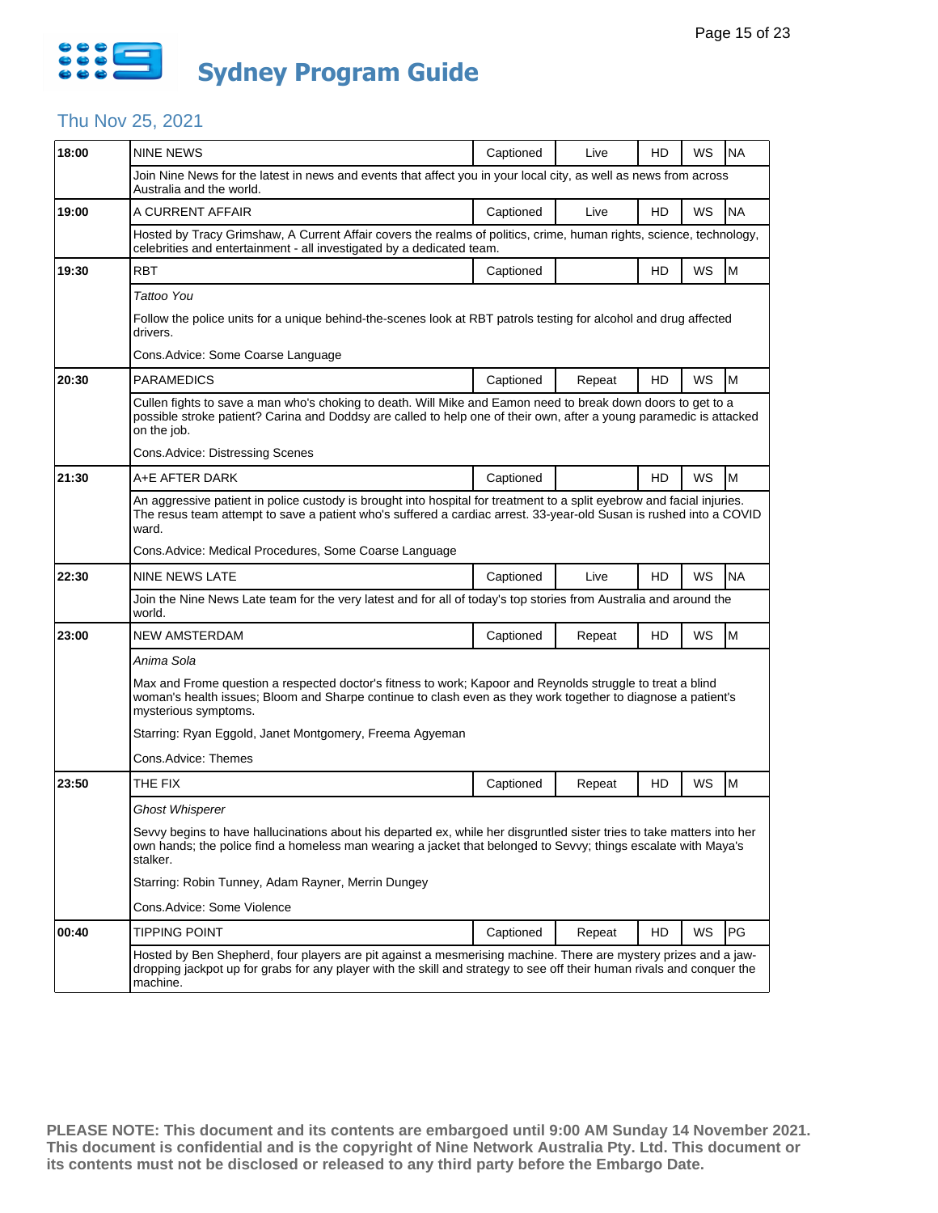# Sydney Program Guide

## Thu Nov 25, 2021

| Time | Program | Captioned | Status | HD | WS | Rating |
|---|---|---|---|---|---|---|
| 18:00 | NINE NEWS | Captioned | Live | HD | WS | NA |
| | Join Nine News for the latest in news and events that affect you in your local city, as well as news from across Australia and the world. | | | | | |
| 19:00 | A CURRENT AFFAIR | Captioned | Live | HD | WS | NA |
| | Hosted by Tracy Grimshaw, A Current Affair covers the realms of politics, crime, human rights, science, technology, celebrities and entertainment - all investigated by a dedicated team. | | | | | |
| 19:30 | RBT | Captioned | | HD | WS | M |
| | *Tattoo You*<br>Follow the police units for a unique behind-the-scenes look at RBT patrols testing for alcohol and drug affected drivers.<br>Cons.Advice: Some Coarse Language | | | | | |
| 20:30 | PARAMEDICS | Captioned | Repeat | HD | WS | M |
| | Cullen fights to save a man who's choking to death. Will Mike and Eamon need to break down doors to get to a possible stroke patient? Carina and Doddsy are called to help one of their own, after a young paramedic is attacked on the job.<br>Cons.Advice: Distressing Scenes | | | | | |
| 21:30 | A+E AFTER DARK | Captioned | | HD | WS | M |
| | An aggressive patient in police custody is brought into hospital for treatment to a split eyebrow and facial injuries. The resus team attempt to save a patient who's suffered a cardiac arrest. 33-year-old Susan is rushed into a COVID ward.<br>Cons.Advice: Medical Procedures, Some Coarse Language | | | | | |
| 22:30 | NINE NEWS LATE | Captioned | Live | HD | WS | NA |
| | Join the Nine News Late team for the very latest and for all of today's top stories from Australia and around the world. | | | | | |
| 23:00 | NEW AMSTERDAM | Captioned | Repeat | HD | WS | M |
| | *Anima Sola*<br>Max and Frome question a respected doctor's fitness to work; Kapoor and Reynolds struggle to treat a blind woman's health issues; Bloom and Sharpe continue to clash even as they work together to diagnose a patient's mysterious symptoms.<br>Starring: Ryan Eggold, Janet Montgomery, Freema Agyeman<br>Cons.Advice: Themes | | | | | |
| 23:50 | THE FIX | Captioned | Repeat | HD | WS | M |
| | *Ghost Whisperer*<br>Sevvy begins to have hallucinations about his departed ex, while her disgruntled sister tries to take matters into her own hands; the police find a homeless man wearing a jacket that belonged to Sevvy; things escalate with Maya's stalker.<br>Starring: Robin Tunney, Adam Rayner, Merrin Dungey<br>Cons.Advice: Some Violence | | | | | |
| 00:40 | TIPPING POINT | Captioned | Repeat | HD | WS | PG |
| | Hosted by Ben Shepherd, four players are pit against a mesmerising machine. There are mystery prizes and a jaw-dropping jackpot up for grabs for any player with the skill and strategy to see off their human rivals and conquer the machine. | | | | | |

**PLEASE NOTE: This document and its contents are embargoed until 9:00 AM Sunday 14 November 2021. This document is confidential and is the copyright of Nine Network Australia Pty. Ltd. This document or its contents must not be disclosed or released to any third party before the Embargo Date.**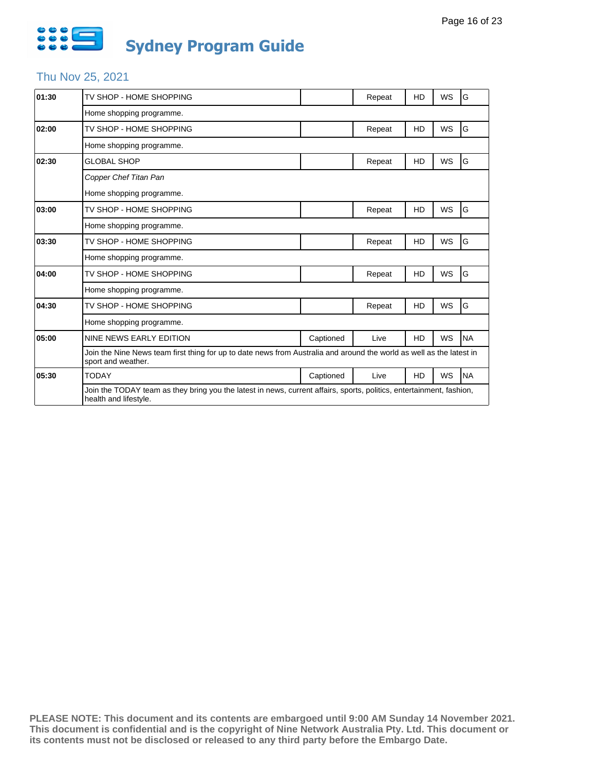# Sydney Program Guide

## Thu Nov 25, 2021

| Time | Program | Captioned | Status | HD | WS | Rating |
|---|---|---|---|---|---|---|
| 01:30 | TV SHOP - HOME SHOPPING | | Repeat | HD | WS | G |
| | Home shopping programme. | | | | | |
| 02:00 | TV SHOP - HOME SHOPPING | | Repeat | HD | WS | G |
| | Home shopping programme. | | | | | |
| 02:30 | GLOBAL SHOP | | Repeat | HD | WS | G |
| | *Copper Chef Titan Pan* | | | | | |
| | Home shopping programme. | | | | | |
| 03:00 | TV SHOP - HOME SHOPPING | | Repeat | HD | WS | G |
| | Home shopping programme. | | | | | |
| 03:30 | TV SHOP - HOME SHOPPING | | Repeat | HD | WS | G |
| | Home shopping programme. | | | | | |
| 04:00 | TV SHOP - HOME SHOPPING | | Repeat | HD | WS | G |
| | Home shopping programme. | | | | | |
| 04:30 | TV SHOP - HOME SHOPPING | | Repeat | HD | WS | G |
| | Home shopping programme. | | | | | |
| 05:00 | NINE NEWS EARLY EDITION | Captioned | Live | HD | WS | NA |
| | Join the Nine News team first thing for up to date news from Australia and around the world as well as the latest in sport and weather. | | | | | |
| 05:30 | TODAY | Captioned | Live | HD | WS | NA |
| | Join the TODAY team as they bring you the latest in news, current affairs, sports, politics, entertainment, fashion, health and lifestyle. | | | | | |

**PLEASE NOTE: This document and its contents are embargoed until 9:00 AM Sunday 14 November 2021. This document is confidential and is the copyright of Nine Network Australia Pty. Ltd. This document or its contents must not be disclosed or released to any third party before the Embargo Date.**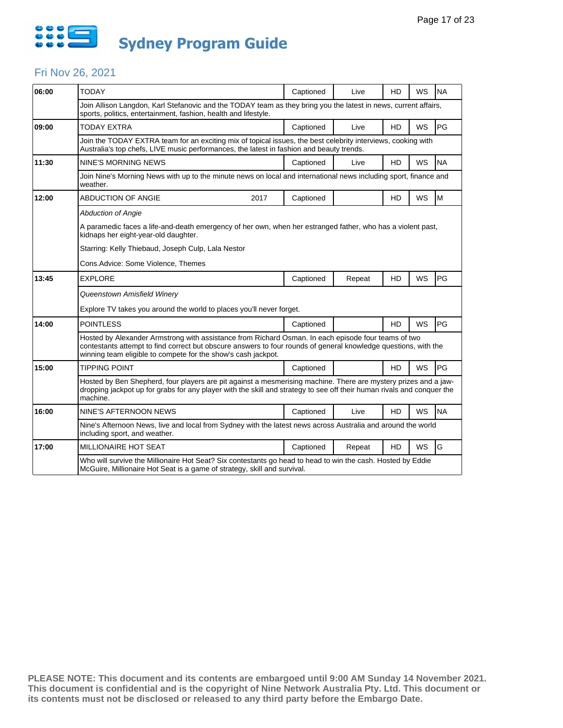# Sydney Program Guide

## Fri Nov 26, 2021

| Time | Program | Year | Captioned | Live/Repeat | HD | WS | Rating |
|---|---|---|---|---|---|---|---|
| 06:00 | TODAY | | Captioned | Live | HD | WS | NA |
| | Join Allison Langdon, Karl Stefanovic and the TODAY team as they bring you the latest in news, current affairs, sports, politics, entertainment, fashion, health and lifestyle. | | | | | | |
| 09:00 | TODAY EXTRA | | Captioned | Live | HD | WS | PG |
| | Join the TODAY EXTRA team for an exciting mix of topical issues, the best celebrity interviews, cooking with Australia's top chefs, LIVE music performances, the latest in fashion and beauty trends. | | | | | | |
| 11:30 | NINE'S MORNING NEWS | | Captioned | Live | HD | WS | NA |
| | Join Nine's Morning News with up to the minute news on local and international news including sport, finance and weather. | | | | | | |
| 12:00 | ABDUCTION OF ANGIE | 2017 | Captioned | | HD | WS | M |
| | *Abduction of Angie*<br>A paramedic faces a life-and-death emergency of her own, when her estranged father, who has a violent past, kidnaps her eight-year-old daughter.<br>Starring: Kelly Thiebaud, Joseph Culp, Lala Nestor<br>Cons.Advice: Some Violence, Themes | | | | | | |
| 13:45 | EXPLORE | | Captioned | Repeat | HD | WS | PG |
| | *Queenstown Amisfield Winery*<br>Explore TV takes you around the world to places you'll never forget. | | | | | | |
| 14:00 | POINTLESS | | Captioned | | HD | WS | PG |
| | Hosted by Alexander Armstrong with assistance from Richard Osman. In each episode four teams of two contestants attempt to find correct but obscure answers to four rounds of general knowledge questions, with the winning team eligible to compete for the show's cash jackpot. | | | | | | |
| 15:00 | TIPPING POINT | | Captioned | | HD | WS | PG |
| | Hosted by Ben Shepherd, four players are pit against a mesmerising machine. There are mystery prizes and a jaw-dropping jackpot up for grabs for any player with the skill and strategy to see off their human rivals and conquer the machine. | | | | | | |
| 16:00 | NINE'S AFTERNOON NEWS | | Captioned | Live | HD | WS | NA |
| | Nine's Afternoon News, live and local from Sydney with the latest news across Australia and around the world including sport, and weather. | | | | | | |
| 17:00 | MILLIONAIRE HOT SEAT | | Captioned | Repeat | HD | WS | G |
| | Who will survive the Millionaire Hot Seat? Six contestants go head to head to win the cash. Hosted by Eddie McGuire, Millionaire Hot Seat is a game of strategy, skill and survival. | | | | | | |

**PLEASE NOTE: This document and its contents are embargoed until 9:00 AM Sunday 14 November 2021. This document is confidential and is the copyright of Nine Network Australia Pty. Ltd. This document or its contents must not be disclosed or released to any third party before the Embargo Date.**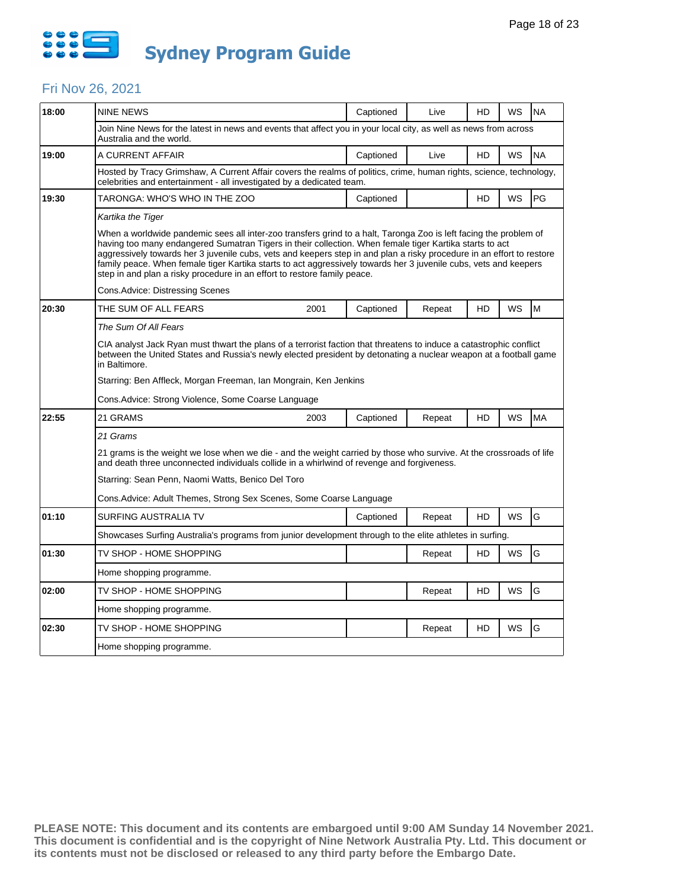# Sydney Program Guide

## Fri Nov 26, 2021

| Time | Program | Year | Captioned | Live/Repeat | HD | WS | Rating |
|---|---|---|---|---|---|---|---|
| 18:00 | NINE NEWS | | Captioned | Live | HD | WS | NA |
| | Join Nine News for the latest in news and events that affect you in your local city, as well as news from across Australia and the world. | | | | | | |
| 19:00 | A CURRENT AFFAIR | | Captioned | Live | HD | WS | NA |
| | Hosted by Tracy Grimshaw, A Current Affair covers the realms of politics, crime, human rights, science, technology, celebrities and entertainment - all investigated by a dedicated team. | | | | | | |
| 19:30 | TARONGA: WHO'S WHO IN THE ZOO | | Captioned | | HD | WS | PG |
| | *Kartika the Tiger*<br><br>When a worldwide pandemic sees all inter-zoo transfers grind to a halt, Taronga Zoo is left facing the problem of having too many endangered Sumatran Tigers in their collection. When female tiger Kartika starts to act aggressively towards her 3 juvenile cubs, vets and keepers step in and plan a risky procedure in an effort to restore family peace. When female tiger Kartika starts to act aggressively towards her 3 juvenile cubs, vets and keepers step in and plan a risky procedure in an effort to restore family peace.<br><br>Cons.Advice: Distressing Scenes | | | | | | |
| 20:30 | THE SUM OF ALL FEARS | 2001 | Captioned | Repeat | HD | WS | M |
| | *The Sum Of All Fears*<br><br>CIA analyst Jack Ryan must thwart the plans of a terrorist faction that threatens to induce a catastrophic conflict between the United States and Russia's newly elected president by detonating a nuclear weapon at a football game in Baltimore.<br><br>Starring: Ben Affleck, Morgan Freeman, Ian Mongrain, Ken Jenkins<br><br>Cons.Advice: Strong Violence, Some Coarse Language | | | | | | |
| 22:55 | 21 GRAMS | 2003 | Captioned | Repeat | HD | WS | MA |
| | *21 Grams*<br><br>21 grams is the weight we lose when we die - and the weight carried by those who survive. At the crossroads of life and death three unconnected individuals collide in a whirlwind of revenge and forgiveness.<br><br>Starring: Sean Penn, Naomi Watts, Benico Del Toro<br><br>Cons.Advice: Adult Themes, Strong Sex Scenes, Some Coarse Language | | | | | | |
| 01:10 | SURFING AUSTRALIA TV | | Captioned | Repeat | HD | WS | G |
| | Showcases Surfing Australia's programs from junior development through to the elite athletes in surfing. | | | | | | |
| 01:30 | TV SHOP - HOME SHOPPING | | | Repeat | HD | WS | G |
| | Home shopping programme. | | | | | | |
| 02:00 | TV SHOP - HOME SHOPPING | | | Repeat | HD | WS | G |
| | Home shopping programme. | | | | | | |
| 02:30 | TV SHOP - HOME SHOPPING | | | Repeat | HD | WS | G |
| | Home shopping programme. | | | | | | |

**PLEASE NOTE: This document and its contents are embargoed until 9:00 AM Sunday 14 November 2021. This document is confidential and is the copyright of Nine Network Australia Pty. Ltd. This document or its contents must not be disclosed or released to any third party before the Embargo Date.**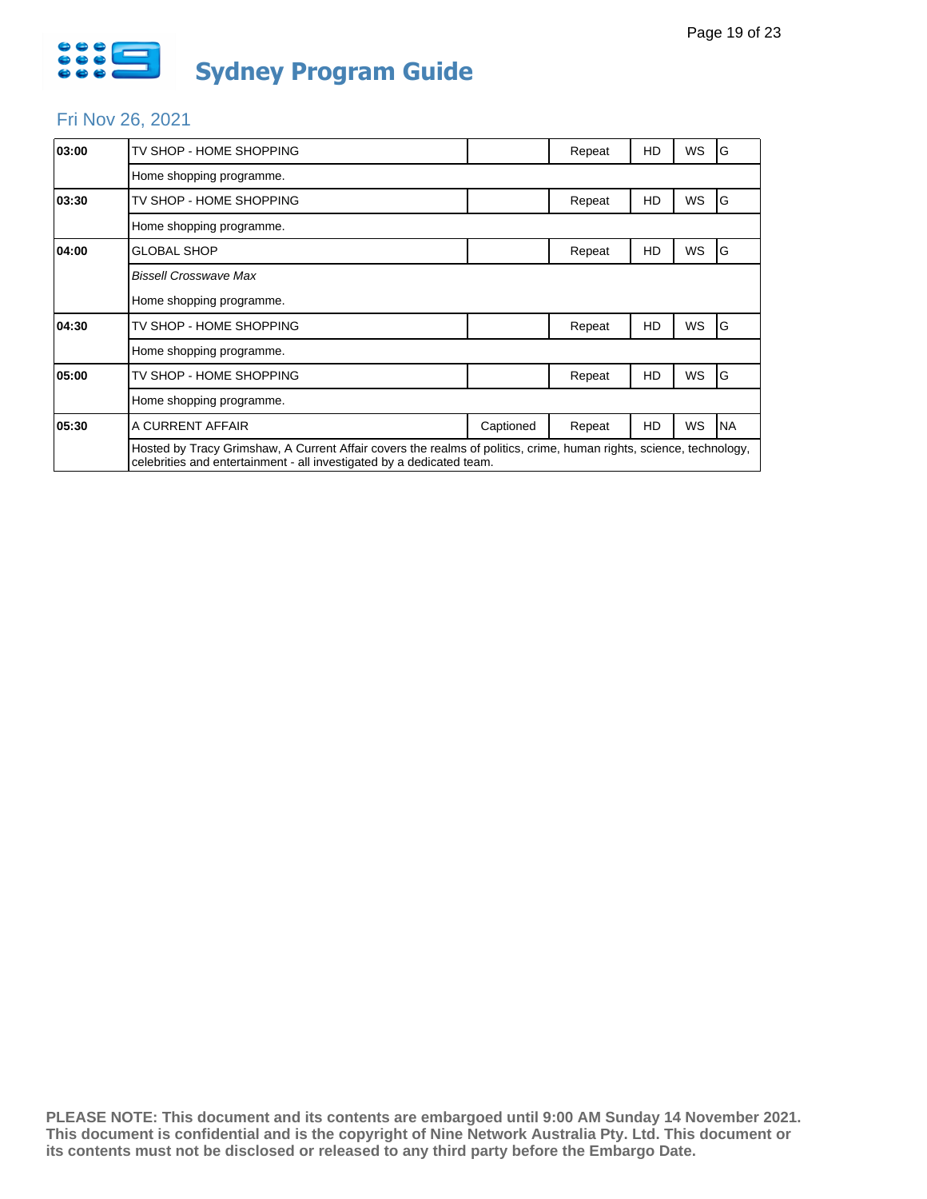# Sydney Program Guide

## Fri Nov 26, 2021

| Time | Program | | | | | |
|---|---|---|---|---|---|---|
| 03:00 | TV SHOP - HOME SHOPPING | | Repeat | HD | WS | G |
| | Home shopping programme. | | | | | |
| 03:30 | TV SHOP - HOME SHOPPING | | Repeat | HD | WS | G |
| | Home shopping programme. | | | | | |
| 04:00 | GLOBAL SHOP | | Repeat | HD | WS | G |
| | *Bissell Crosswave Max* | | | | | |
| | Home shopping programme. | | | | | |
| 04:30 | TV SHOP - HOME SHOPPING | | Repeat | HD | WS | G |
| | Home shopping programme. | | | | | |
| 05:00 | TV SHOP - HOME SHOPPING | | Repeat | HD | WS | G |
| | Home shopping programme. | | | | | |
| 05:30 | A CURRENT AFFAIR | Captioned | Repeat | HD | WS | NA |
| | Hosted by Tracy Grimshaw, A Current Affair covers the realms of politics, crime, human rights, science, technology, celebrities and entertainment - all investigated by a dedicated team. | | | | | |

**PLEASE NOTE: This document and its contents are embargoed until 9:00 AM Sunday 14 November 2021. This document is confidential and is the copyright of Nine Network Australia Pty. Ltd. This document or its contents must not be disclosed or released to any third party before the Embargo Date.**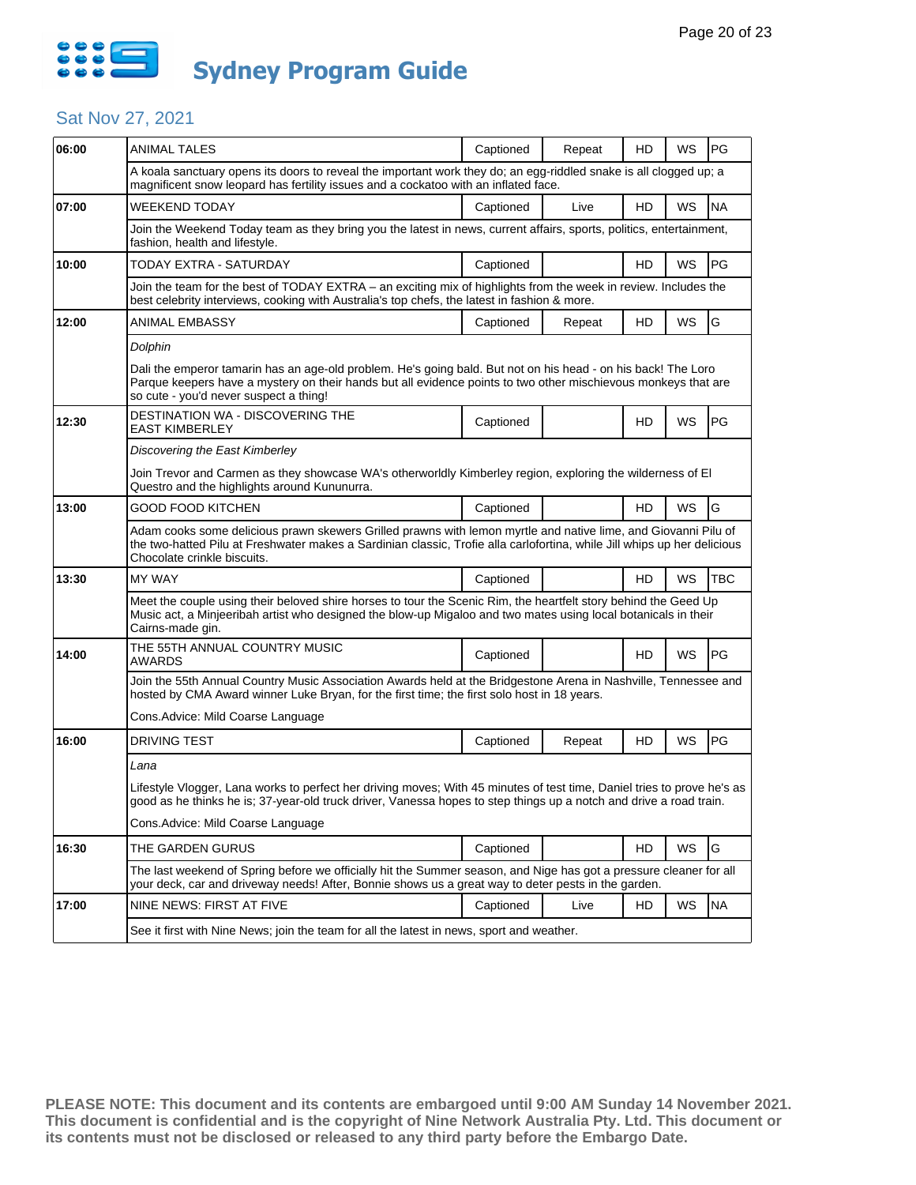# Sydney Program Guide

## Sat Nov 27, 2021

| Time | Program | Captioned | Status | HD | WS | Rating |
|---|---|---|---|---|---|---|
| 06:00 | ANIMAL TALES | Captioned | Repeat | HD | WS | PG |
| | A koala sanctuary opens its doors to reveal the important work they do; an egg-riddled snake is all clogged up; a magnificent snow leopard has fertility issues and a cockatoo with an inflated face. | | | | | |
| 07:00 | WEEKEND TODAY | Captioned | Live | HD | WS | NA |
| | Join the Weekend Today team as they bring you the latest in news, current affairs, sports, politics, entertainment, fashion, health and lifestyle. | | | | | |
| 10:00 | TODAY EXTRA - SATURDAY | Captioned | | HD | WS | PG |
| | Join the team for the best of TODAY EXTRA – an exciting mix of highlights from the week in review. Includes the best celebrity interviews, cooking with Australia's top chefs, the latest in fashion & more. | | | | | |
| 12:00 | ANIMAL EMBASSY | Captioned | Repeat | HD | WS | G |
| | *Dolphin*<br><br>Dali the emperor tamarin has an age-old problem. He's going bald. But not on his head - on his back! The Loro Parque keepers have a mystery on their hands but all evidence points to two other mischievous monkeys that are so cute - you'd never suspect a thing! | | | | | |
| 12:30 | DESTINATION WA - DISCOVERING THE EAST KIMBERLEY | Captioned | | HD | WS | PG |
| | *Discovering the East Kimberley*<br><br>Join Trevor and Carmen as they showcase WA's otherworldly Kimberley region, exploring the wilderness of El Questro and the highlights around Kununurra. | | | | | |
| 13:00 | GOOD FOOD KITCHEN | Captioned | | HD | WS | G |
| | Adam cooks some delicious prawn skewers Grilled prawns with lemon myrtle and native lime, and Giovanni Pilu of the two-hatted Pilu at Freshwater makes a Sardinian classic, Trofie alla carlofortina, while Jill whips up her delicious Chocolate crinkle biscuits. | | | | | |
| 13:30 | MY WAY | Captioned | | HD | WS | TBC |
| | Meet the couple using their beloved shire horses to tour the Scenic Rim, the heartfelt story behind the Geed Up Music act, a Minjeeribah artist who designed the blow-up Migaloo and two mates using local botanicals in their Cairns-made gin. | | | | | |
| 14:00 | THE 55TH ANNUAL COUNTRY MUSIC AWARDS | Captioned | | HD | WS | PG |
| | Join the 55th Annual Country Music Association Awards held at the Bridgestone Arena in Nashville, Tennessee and hosted by CMA Award winner Luke Bryan, for the first time; the first solo host in 18 years.<br><br>Cons.Advice: Mild Coarse Language | | | | | |
| 16:00 | DRIVING TEST | Captioned | Repeat | HD | WS | PG |
| | *Lana*<br><br>Lifestyle Vlogger, Lana works to perfect her driving moves; With 45 minutes of test time, Daniel tries to prove he's as good as he thinks he is; 37-year-old truck driver, Vanessa hopes to step things up a notch and drive a road train.<br><br>Cons.Advice: Mild Coarse Language | | | | | |
| 16:30 | THE GARDEN GURUS | Captioned | | HD | WS | G |
| | The last weekend of Spring before we officially hit the Summer season, and Nige has got a pressure cleaner for all your deck, car and driveway needs! After, Bonnie shows us a great way to deter pests in the garden. | | | | | |
| 17:00 | NINE NEWS: FIRST AT FIVE | Captioned | Live | HD | WS | NA |
| | See it first with Nine News; join the team for all the latest in news, sport and weather. | | | | | |

**PLEASE NOTE: This document and its contents are embargoed until 9:00 AM Sunday 14 November 2021. This document is confidential and is the copyright of Nine Network Australia Pty. Ltd. This document or its contents must not be disclosed or released to any third party before the Embargo Date.**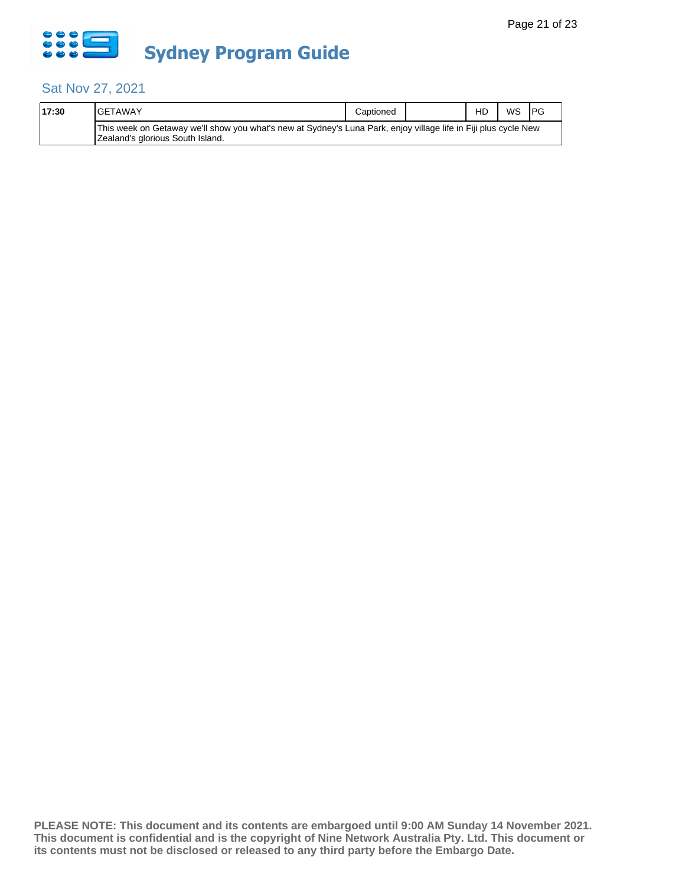# Sydney Program Guide

## Sat Nov 27, 2021

| 17:30 | GETAWAY | Captioned | | HD | WS | PG |
|---|---|---|---|---|---|---|
| | This week on Getaway we'll show you what's new at Sydney's Luna Park, enjoy village life in Fiji plus cycle New Zealand's glorious South Island. | | | | | |

**PLEASE NOTE: This document and its contents are embargoed until 9:00 AM Sunday 14 November 2021. This document is confidential and is the copyright of Nine Network Australia Pty. Ltd. This document or its contents must not be disclosed or released to any third party before the Embargo Date.**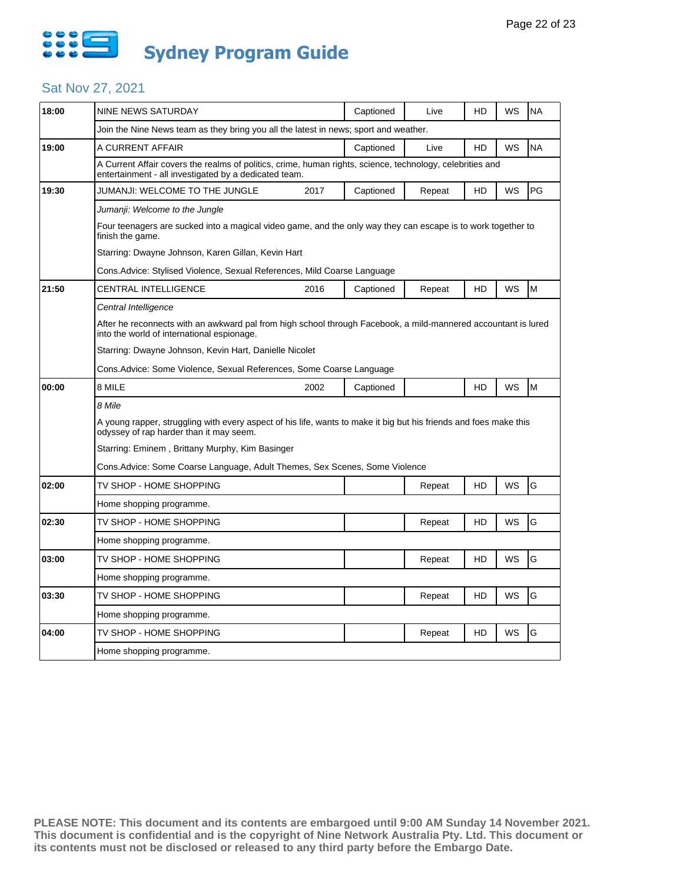# Sydney Program Guide

## Sat Nov 27, 2021

| Time | Program | Year | Captioned | Live/Repeat | HD | WS | Rating |
|---|---|---|---|---|---|---|---|
| 18:00 | NINE NEWS SATURDAY | | Captioned | Live | HD | WS | NA |
| | Join the Nine News team as they bring you all the latest in news; sport and weather. | | | | | | |
| 19:00 | A CURRENT AFFAIR | | Captioned | Live | HD | WS | NA |
| | A Current Affair covers the realms of politics, crime, human rights, science, technology, celebrities and entertainment - all investigated by a dedicated team. | | | | | | |
| 19:30 | JUMANJI: WELCOME TO THE JUNGLE | 2017 | Captioned | Repeat | HD | WS | PG |
| | *Jumanji: Welcome to the Jungle*<br>Four teenagers are sucked into a magical video game, and the only way they can escape is to work together to finish the game.<br>Starring: Dwayne Johnson, Karen Gillan, Kevin Hart<br>Cons.Advice: Stylised Violence, Sexual References, Mild Coarse Language | | | | | | |
| 21:50 | CENTRAL INTELLIGENCE | 2016 | Captioned | Repeat | HD | WS | M |
| | *Central Intelligence*<br>After he reconnects with an awkward pal from high school through Facebook, a mild-mannered accountant is lured into the world of international espionage.<br>Starring: Dwayne Johnson, Kevin Hart, Danielle Nicolet<br>Cons.Advice: Some Violence, Sexual References, Some Coarse Language | | | | | | |
| 00:00 | 8 MILE | 2002 | Captioned | | HD | WS | M |
| | *8 Mile*<br>A young rapper, struggling with every aspect of his life, wants to make it big but his friends and foes make this odyssey of rap harder than it may seem.<br>Starring: Eminem , Brittany Murphy, Kim Basinger<br>Cons.Advice: Some Coarse Language, Adult Themes, Sex Scenes, Some Violence | | | | | | |
| 02:00 | TV SHOP - HOME SHOPPING | | | Repeat | HD | WS | G |
| | Home shopping programme. | | | | | | |
| 02:30 | TV SHOP - HOME SHOPPING | | | Repeat | HD | WS | G |
| | Home shopping programme. | | | | | | |
| 03:00 | TV SHOP - HOME SHOPPING | | | Repeat | HD | WS | G |
| | Home shopping programme. | | | | | | |
| 03:30 | TV SHOP - HOME SHOPPING | | | Repeat | HD | WS | G |
| | Home shopping programme. | | | | | | |
| 04:00 | TV SHOP - HOME SHOPPING | | | Repeat | HD | WS | G |
| | Home shopping programme. | | | | | | |

**PLEASE NOTE: This document and its contents are embargoed until 9:00 AM Sunday 14 November 2021. This document is confidential and is the copyright of Nine Network Australia Pty. Ltd. This document or its contents must not be disclosed or released to any third party before the Embargo Date.**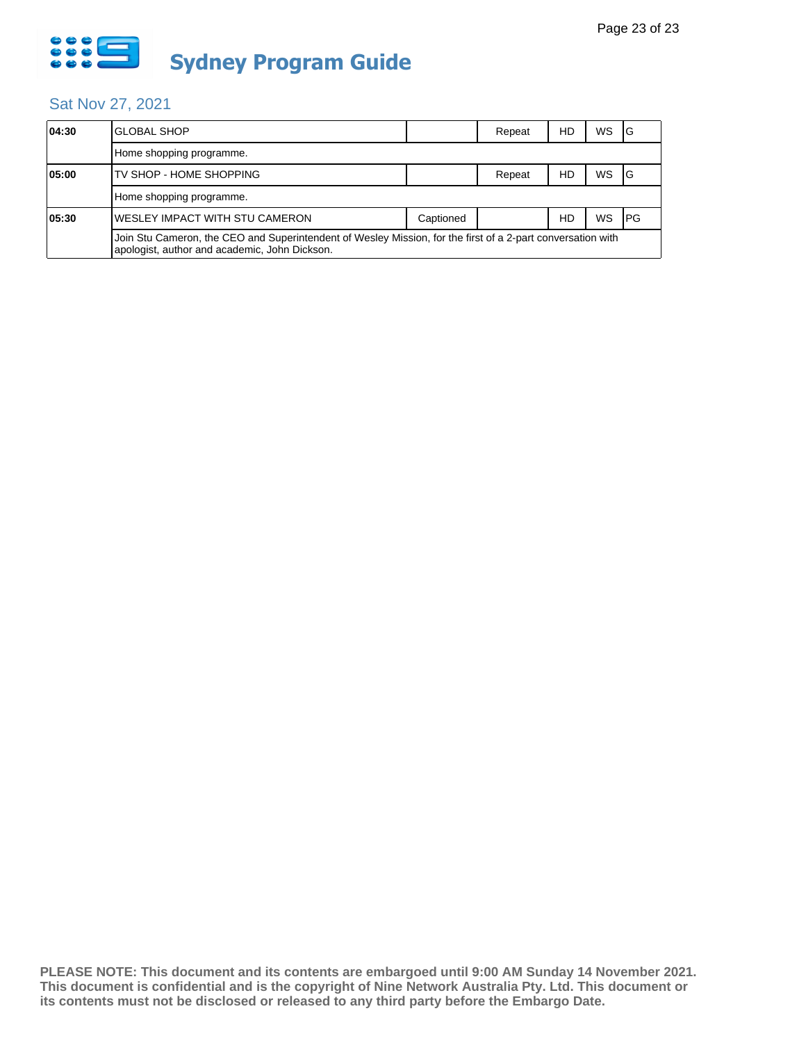# Sydney Program Guide

## Sat Nov 27, 2021

| | | | | | | |
|---|---|---|---|---|---|---|
| **04:30** | GLOBAL SHOP | | Repeat | HD | WS | G |
| | Home shopping programme. | | | | | |
| **05:00** | TV SHOP - HOME SHOPPING | | Repeat | HD | WS | G |
| | Home shopping programme. | | | | | |
| **05:30** | WESLEY IMPACT WITH STU CAMERON | Captioned | | HD | WS | PG |
| | Join Stu Cameron, the CEO and Superintendent of Wesley Mission, for the first of a 2-part conversation with apologist, author and academic, John Dickson. | | | | | |

**PLEASE NOTE: This document and its contents are embargoed until 9:00 AM Sunday 14 November 2021. This document is confidential and is the copyright of Nine Network Australia Pty. Ltd. This document or its contents must not be disclosed or released to any third party before the Embargo Date.**